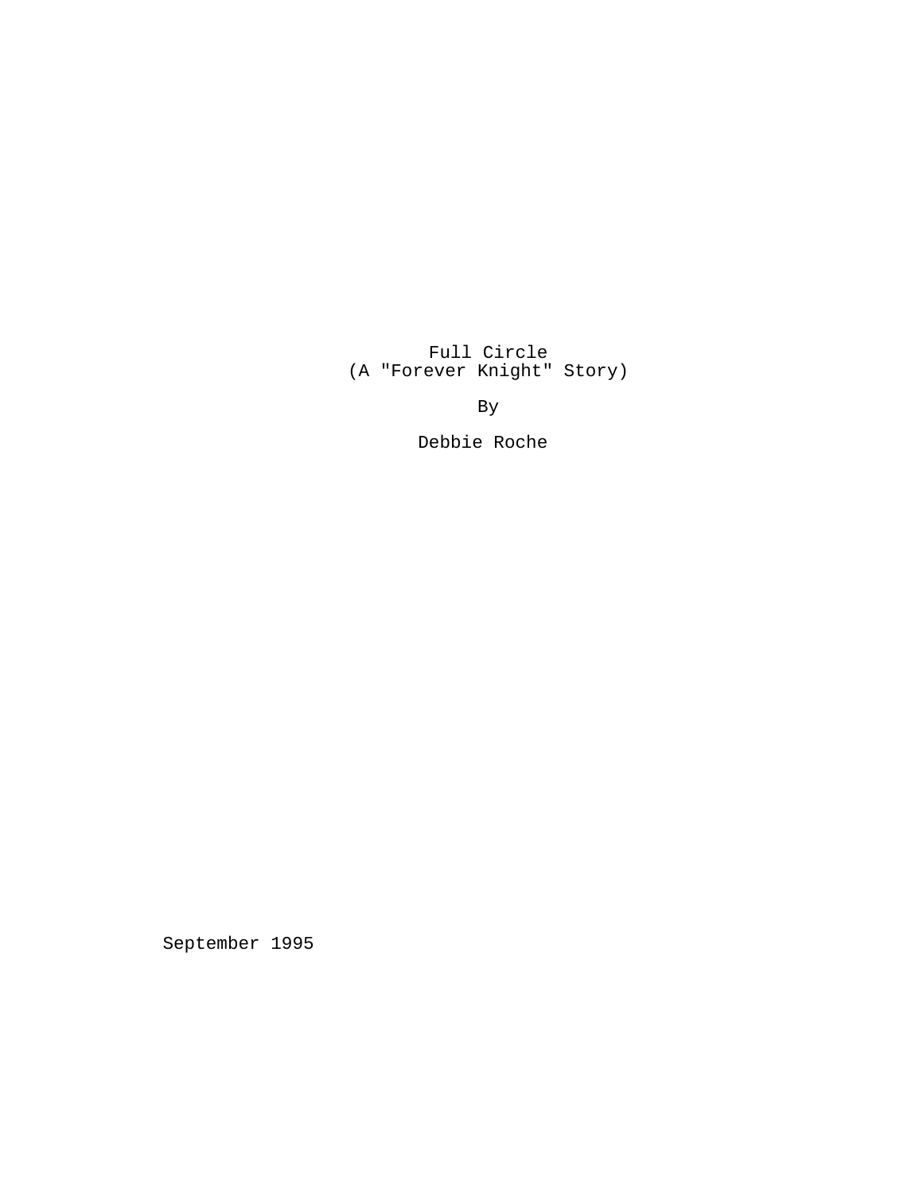# Full Circle

(A "Forever Knight" Story)

By

Debbie Roche

September 1995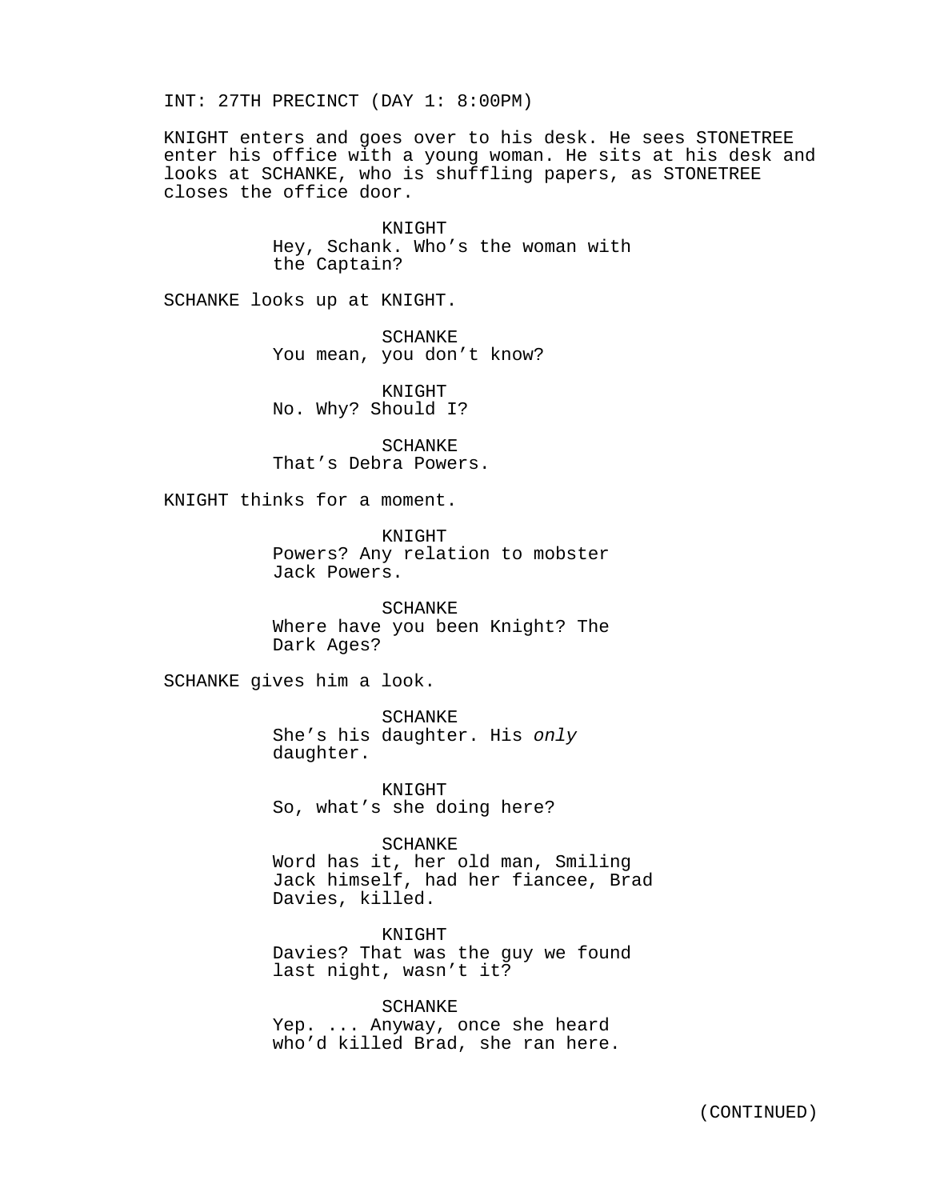INT: 27TH PRECINCT (DAY 1: 8:00PM)

KNIGHT enters and goes over to his desk. He sees STONETREE enter his office with a young woman. He sits at his desk and looks at SCHANKE, who is shuffling papers, as STONETREE closes the office door.

KNIGHT
Hey, Schank. Who's the woman with the Captain?

SCHANKE looks up at KNIGHT.

SCHANKE
You mean, you don't know?

KNIGHT
No. Why? Should I?

SCHANKE
That's Debra Powers.

KNIGHT thinks for a moment.

KNIGHT
Powers? Any relation to mobster Jack Powers.

SCHANKE
Where have you been Knight? The Dark Ages?

SCHANKE gives him a look.

SCHANKE
She's his daughter. His *only* daughter.

KNIGHT
So, what's she doing here?

SCHANKE
Word has it, her old man, Smiling Jack himself, had her fiancee, Brad Davies, killed.

KNIGHT
Davies? That was the guy we found last night, wasn't it?

SCHANKE
Yep. ... Anyway, once she heard who'd killed Brad, she ran here.

(CONTINUED)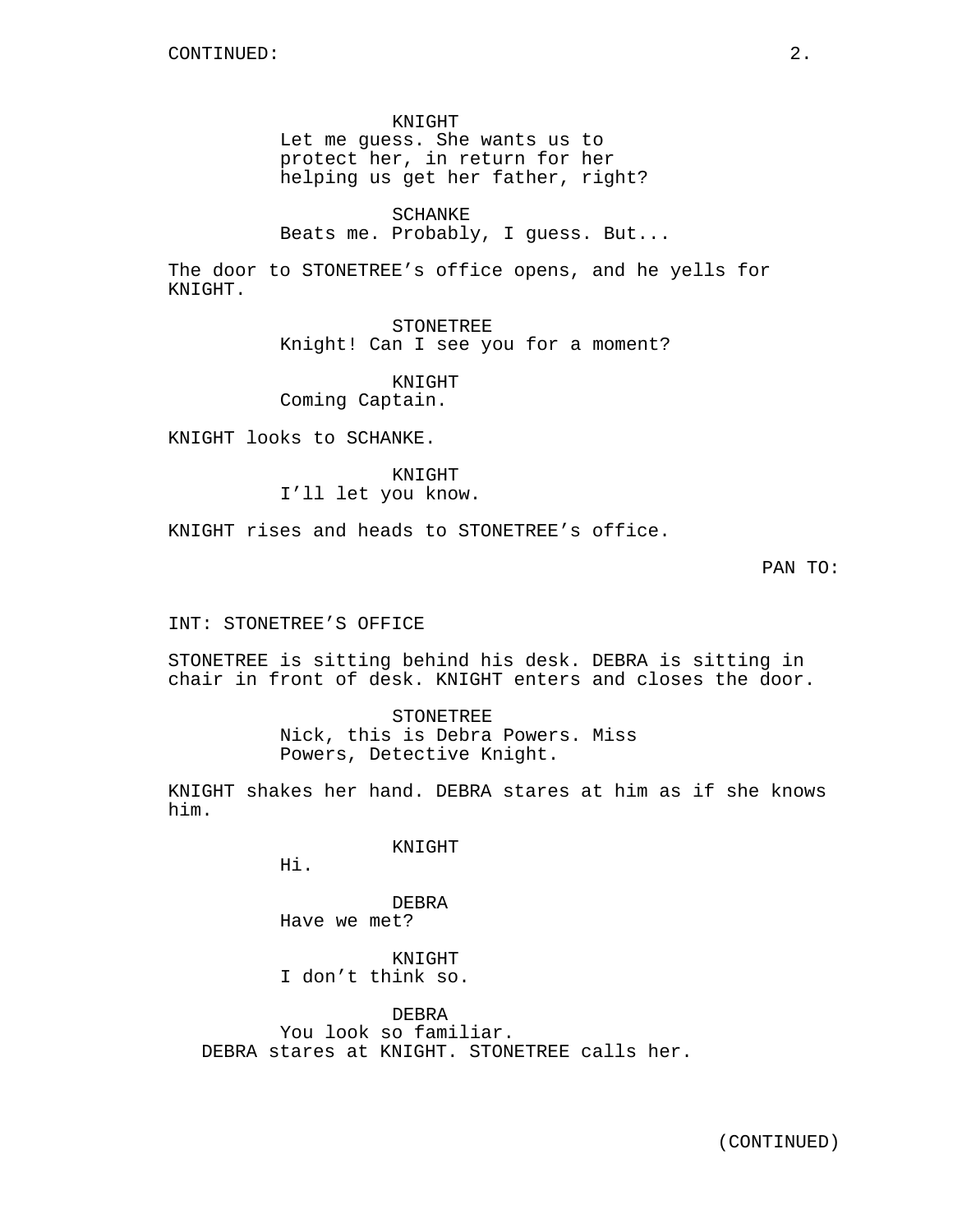CONTINUED:

KNIGHT
Let me guess. She wants us to protect her, in return for her helping us get her father, right?

SCHANKE
Beats me. Probably, I guess. But...

The door to STONETREE's office opens, and he yells for KNIGHT.

STONETREE
Knight! Can I see you for a moment?

KNIGHT
Coming Captain.

KNIGHT looks to SCHANKE.

KNIGHT
I'll let you know.

KNIGHT rises and heads to STONETREE's office.

PAN TO:

INT: STONETREE'S OFFICE

STONETREE is sitting behind his desk. DEBRA is sitting in chair in front of desk. KNIGHT enters and closes the door.

STONETREE
Nick, this is Debra Powers. Miss Powers, Detective Knight.

KNIGHT shakes her hand. DEBRA stares at him as if she knows him.

KNIGHT
Hi.

DEBRA
Have we met?

KNIGHT
I don't think so.

DEBRA
You look so familiar.

DEBRA stares at KNIGHT. STONETREE calls her.

(CONTINUED)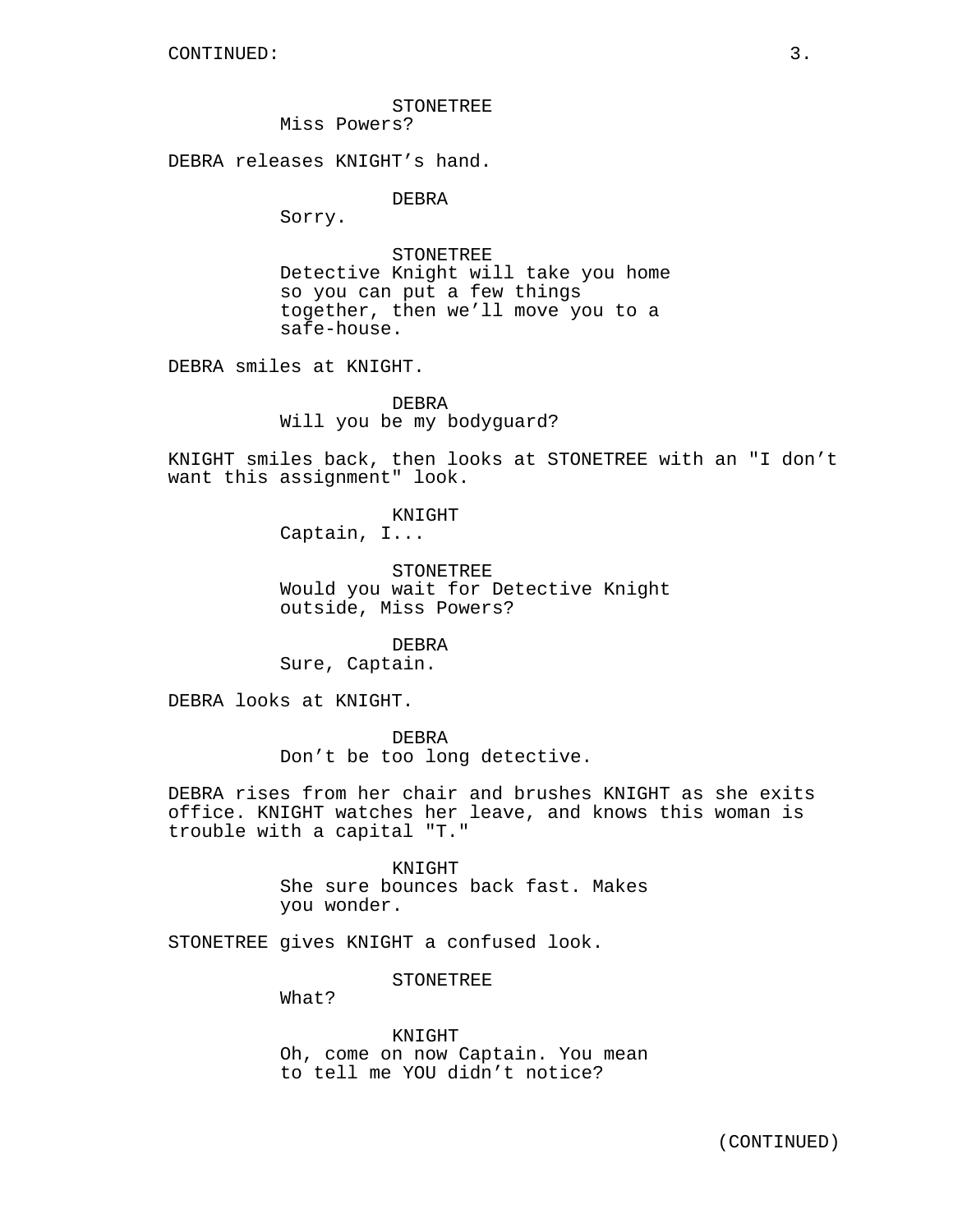STONETREE
Miss Powers?

DEBRA releases KNIGHT’s hand.

DEBRA
Sorry.

STONETREE
Detective Knight will take you home so you can put a few things together, then we’ll move you to a safe-house.

DEBRA smiles at KNIGHT.

DEBRA
Will you be my bodyguard?

KNIGHT smiles back, then looks at STONETREE with an "I don’t want this assignment" look.

KNIGHT
Captain, I...

STONETREE
Would you wait for Detective Knight outside, Miss Powers?

DEBRA
Sure, Captain.

DEBRA looks at KNIGHT.

DEBRA
Don’t be too long detective.

DEBRA rises from her chair and brushes KNIGHT as she exits office. KNIGHT watches her leave, and knows this woman is trouble with a capital "T."

KNIGHT
She sure bounces back fast. Makes you wonder.

STONETREE gives KNIGHT a confused look.

STONETREE
What?

KNIGHT
Oh, come on now Captain. You mean to tell me YOU didn’t notice?

(CONTINUED)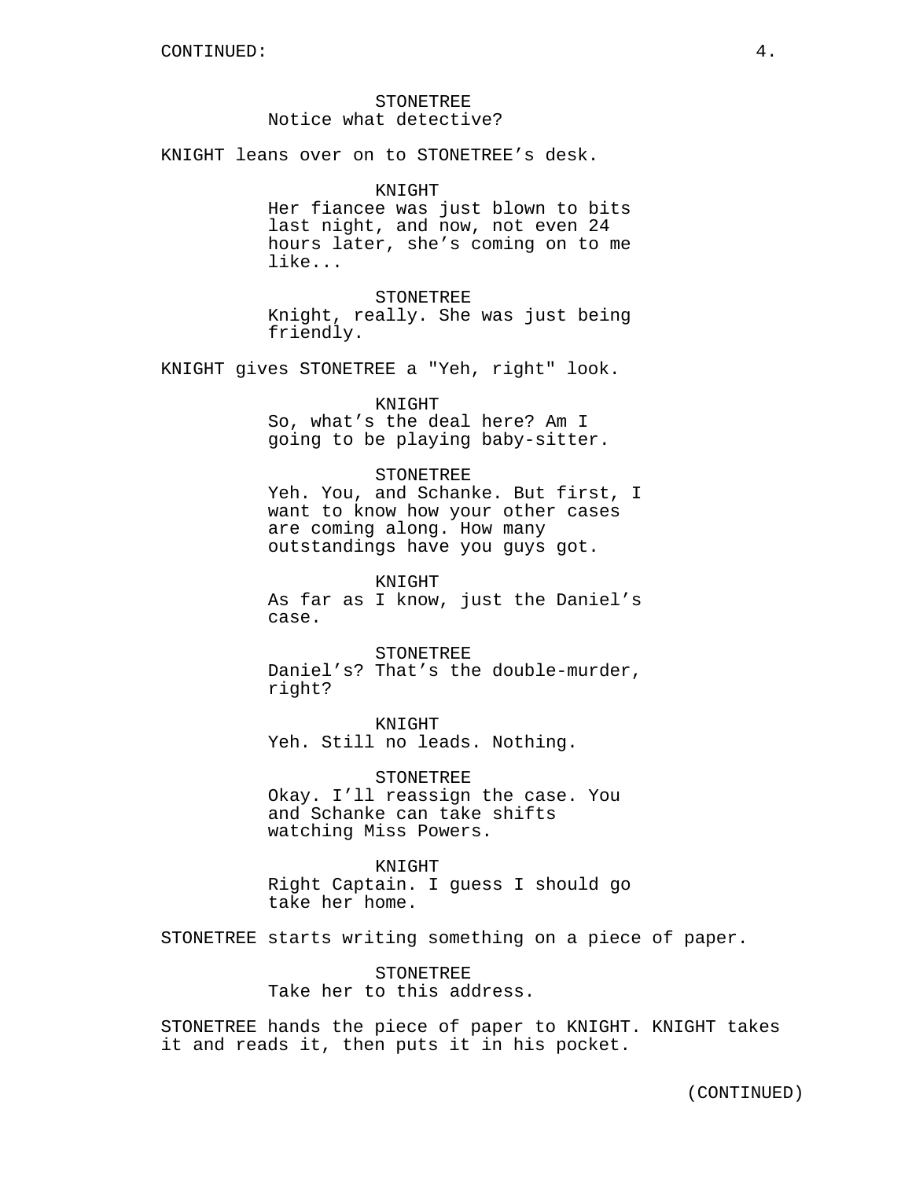STONETREE
Notice what detective?

KNIGHT leans over on to STONETREE's desk.

KNIGHT
Her fiancee was just blown to bits last night, and now, not even 24 hours later, she's coming on to me like...

STONETREE
Knight, really. She was just being friendly.

KNIGHT gives STONETREE a "Yeh, right" look.

KNIGHT
So, what's the deal here? Am I going to be playing baby-sitter.

STONETREE
Yeh. You, and Schanke. But first, I want to know how your other cases are coming along. How many outstandings have you guys got.

KNIGHT
As far as I know, just the Daniel's case.

STONETREE
Daniel's? That's the double-murder, right?

KNIGHT
Yeh. Still no leads. Nothing.

STONETREE
Okay. I'll reassign the case. You and Schanke can take shifts watching Miss Powers.

KNIGHT
Right Captain. I guess I should go take her home.

STONETREE starts writing something on a piece of paper.

STONETREE
Take her to this address.

STONETREE hands the piece of paper to KNIGHT. KNIGHT takes it and reads it, then puts it in his pocket.

(CONTINUED)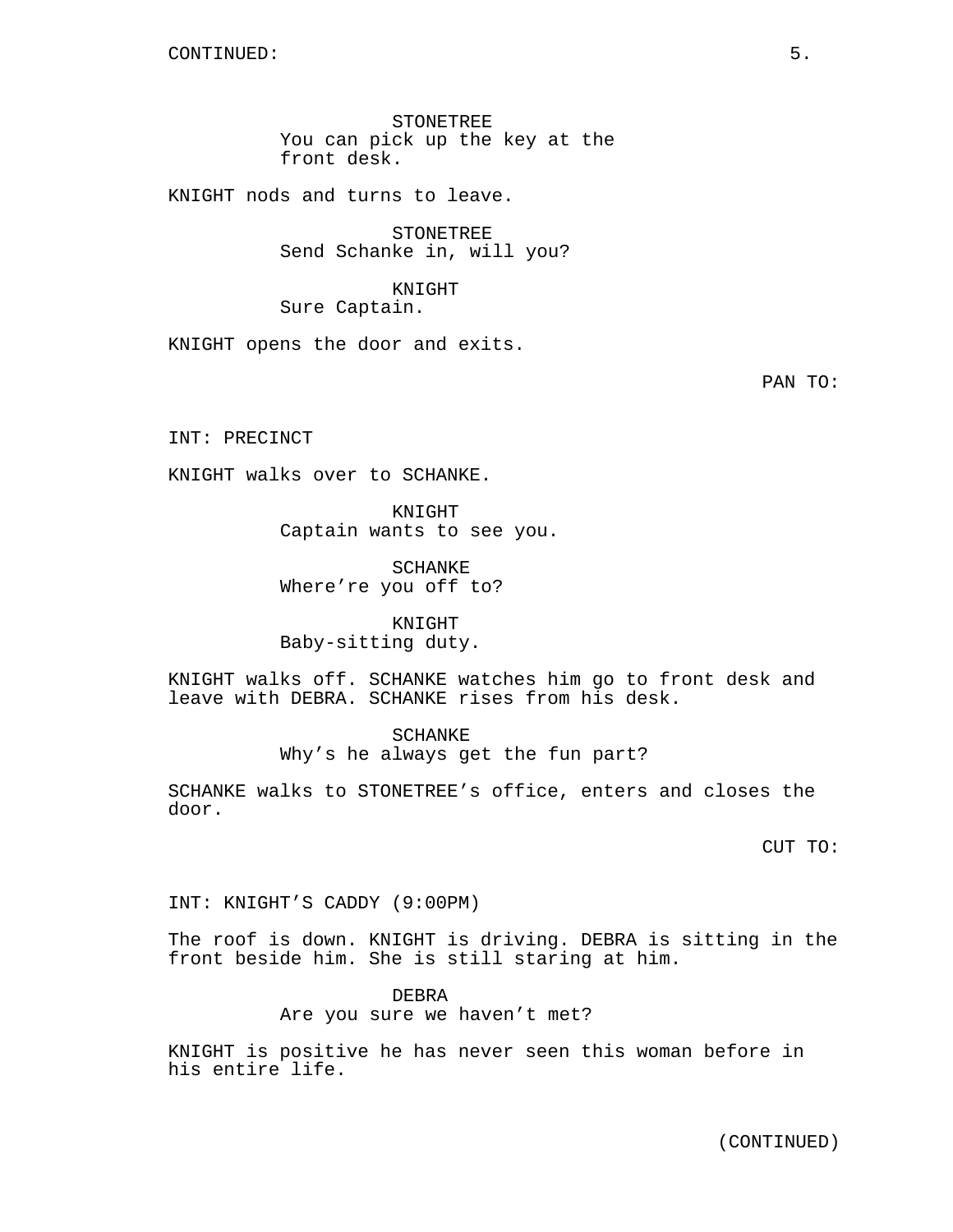CONTINUED:

STONETREE
You can pick up the key at the front desk.

KNIGHT nods and turns to leave.

STONETREE
Send Schanke in, will you?

KNIGHT
Sure Captain.

KNIGHT opens the door and exits.

PAN TO:

INT: PRECINCT

KNIGHT walks over to SCHANKE.

KNIGHT
Captain wants to see you.

SCHANKE
Where're you off to?

KNIGHT
Baby-sitting duty.

KNIGHT walks off. SCHANKE watches him go to front desk and leave with DEBRA. SCHANKE rises from his desk.

SCHANKE
Why's he always get the fun part?

SCHANKE walks to STONETREE's office, enters and closes the door.

CUT TO:

INT: KNIGHT'S CADDY (9:00PM)

The roof is down. KNIGHT is driving. DEBRA is sitting in the front beside him. She is still staring at him.

DEBRA
Are you sure we haven't met?

KNIGHT is positive he has never seen this woman before in his entire life.

(CONTINUED)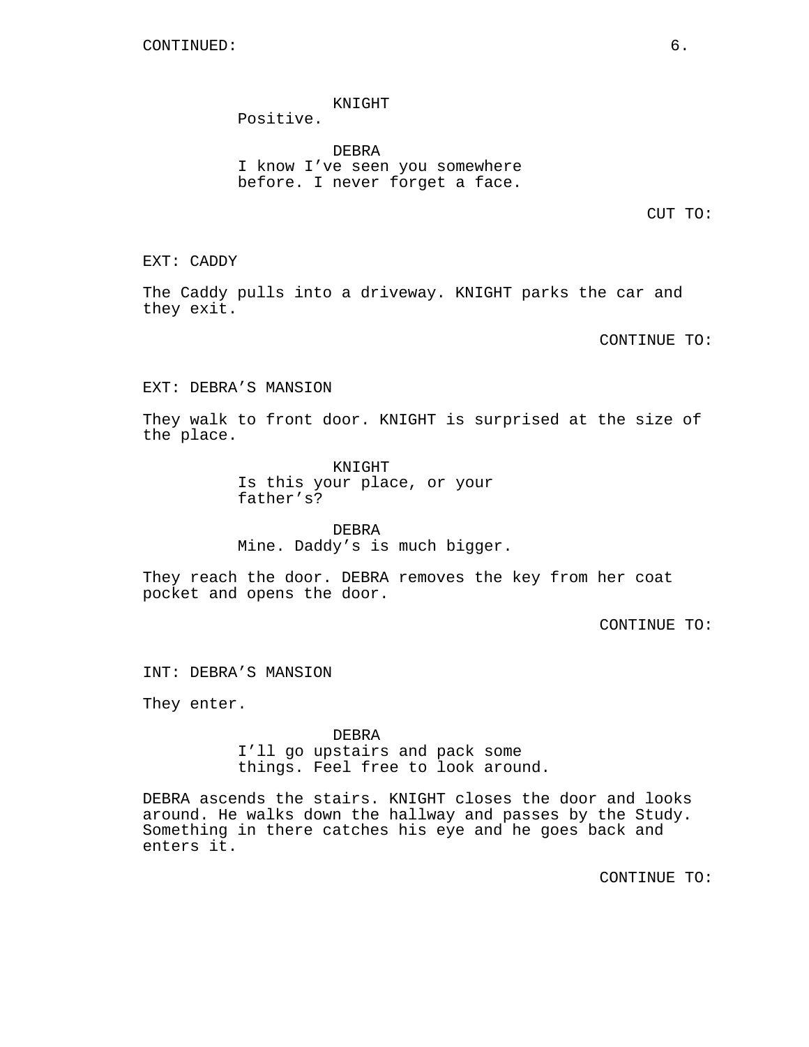CONTINUED:

KNIGHT
Positive.

DEBRA
I know I've seen you somewhere before. I never forget a face.

CUT TO:

EXT: CADDY

The Caddy pulls into a driveway. KNIGHT parks the car and they exit.

CONTINUE TO:

EXT: DEBRA'S MANSION

They walk to front door. KNIGHT is surprised at the size of the place.

KNIGHT
Is this your place, or your father's?

DEBRA
Mine. Daddy's is much bigger.

They reach the door. DEBRA removes the key from her coat pocket and opens the door.

CONTINUE TO:

INT: DEBRA'S MANSION

They enter.

DEBRA
I'll go upstairs and pack some things. Feel free to look around.

DEBRA ascends the stairs. KNIGHT closes the door and looks around. He walks down the hallway and passes by the Study. Something in there catches his eye and he goes back and enters it.

CONTINUE TO: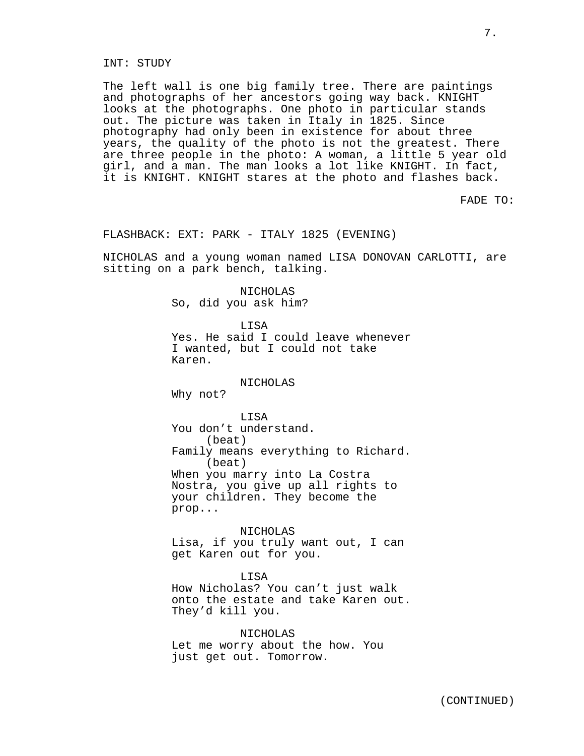INT: STUDY

The left wall is one big family tree. There are paintings and photographs of her ancestors going way back. KNIGHT looks at the photographs. One photo in particular stands out. The picture was taken in Italy in 1825. Since photography had only been in existence for about three years, the quality of the photo is not the greatest. There are three people in the photo: A woman, a little 5 year old girl, and a man. The man looks a lot like KNIGHT. In fact, it is KNIGHT. KNIGHT stares at the photo and flashes back.

FADE TO:

FLASHBACK: EXT: PARK - ITALY 1825 (EVENING)

NICHOLAS and a young woman named LISA DONOVAN CARLOTTI, are sitting on a park bench, talking.

NICHOLAS
So, did you ask him?

LISA
Yes. He said I could leave whenever I wanted, but I could not take Karen.

NICHOLAS
Why not?

LISA
You don't understand.
(beat)
Family means everything to Richard.
(beat)
When you marry into La Costra Nostra, you give up all rights to your children. They become the prop...

NICHOLAS
Lisa, if you truly want out, I can get Karen out for you.

LISA
How Nicholas? You can't just walk onto the estate and take Karen out. They'd kill you.

NICHOLAS
Let me worry about the how. You just get out. Tomorrow.

(CONTINUED)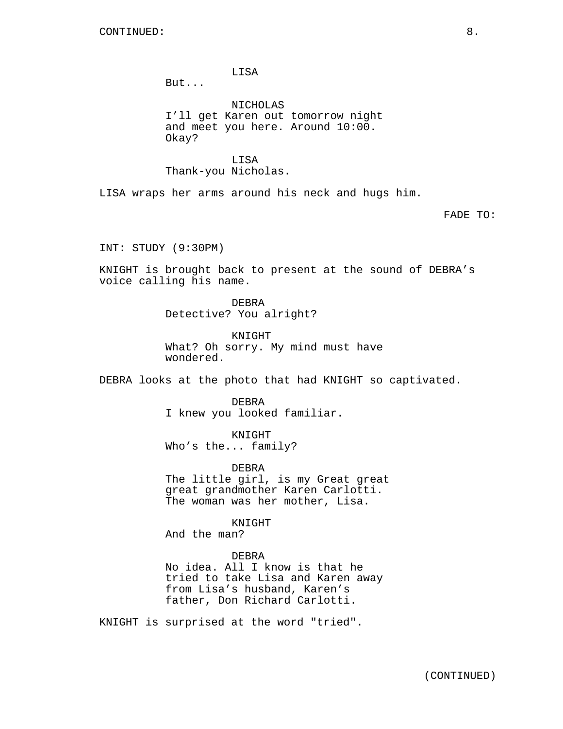LISA
But...

NICHOLAS
I'll get Karen out tomorrow night and meet you here. Around 10:00. Okay?

LISA
Thank-you Nicholas.

LISA wraps her arms around his neck and hugs him.

FADE TO:

INT: STUDY (9:30PM)

KNIGHT is brought back to present at the sound of DEBRA's voice calling his name.

DEBRA
Detective? You alright?

KNIGHT
What? Oh sorry. My mind must have wondered.

DEBRA looks at the photo that had KNIGHT so captivated.

DEBRA
I knew you looked familiar.

KNIGHT
Who's the... family?

DEBRA
The little girl, is my Great great great grandmother Karen Carlotti. The woman was her mother, Lisa.

KNIGHT
And the man?

DEBRA
No idea. All I know is that he tried to take Lisa and Karen away from Lisa's husband, Karen's father, Don Richard Carlotti.

KNIGHT is surprised at the word "tried".

(CONTINUED)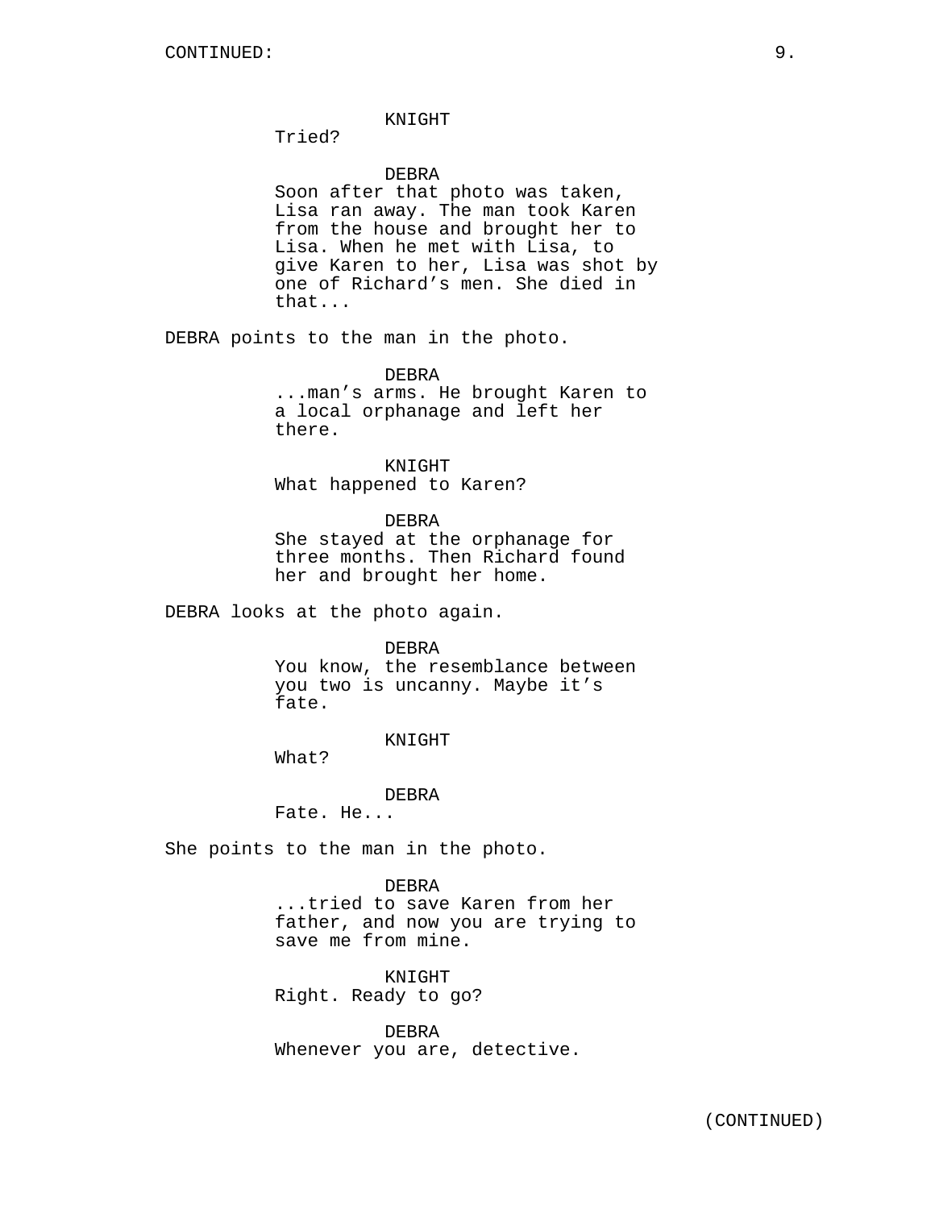CONTINUED:

KNIGHT
Tried?

DEBRA
Soon after that photo was taken, Lisa ran away. The man took Karen from the house and brought her to Lisa. When he met with Lisa, to give Karen to her, Lisa was shot by one of Richard’s men. She died in that...

DEBRA points to the man in the photo.

DEBRA
...man’s arms. He brought Karen to a local orphanage and left her there.

KNIGHT
What happened to Karen?

DEBRA
She stayed at the orphanage for three months. Then Richard found her and brought her home.

DEBRA looks at the photo again.

DEBRA
You know, the resemblance between you two is uncanny. Maybe it’s fate.

KNIGHT
What?

DEBRA
Fate. He...

She points to the man in the photo.

DEBRA
...tried to save Karen from her father, and now you are trying to save me from mine.

KNIGHT
Right. Ready to go?

DEBRA
Whenever you are, detective.

(CONTINUED)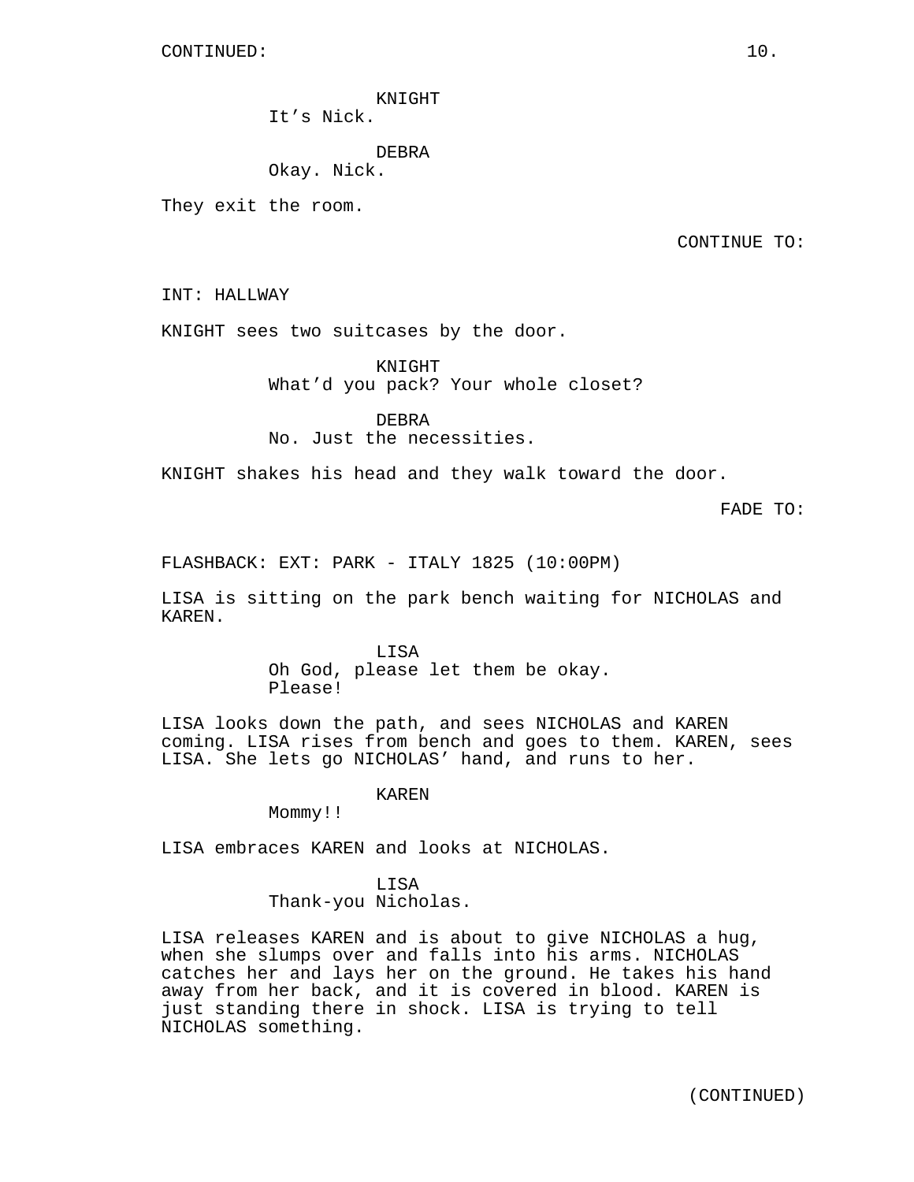CONTINUED:

KNIGHT
It's Nick.

DEBRA
Okay. Nick.

They exit the room.

CONTINUE TO:

INT: HALLWAY

KNIGHT sees two suitcases by the door.

KNIGHT
What'd you pack? Your whole closet?

DEBRA
No. Just the necessities.

KNIGHT shakes his head and they walk toward the door.

FADE TO:

FLASHBACK: EXT: PARK - ITALY 1825 (10:00PM)

LISA is sitting on the park bench waiting for NICHOLAS and KAREN.

LISA
Oh God, please let them be okay. Please!

LISA looks down the path, and sees NICHOLAS and KAREN coming. LISA rises from bench and goes to them. KAREN, sees LISA. She lets go NICHOLAS' hand, and runs to her.

KAREN
Mommy!!

LISA embraces KAREN and looks at NICHOLAS.

LISA
Thank-you Nicholas.

LISA releases KAREN and is about to give NICHOLAS a hug, when she slumps over and falls into his arms. NICHOLAS catches her and lays her on the ground. He takes his hand away from her back, and it is covered in blood. KAREN is just standing there in shock. LISA is trying to tell NICHOLAS something.

(CONTINUED)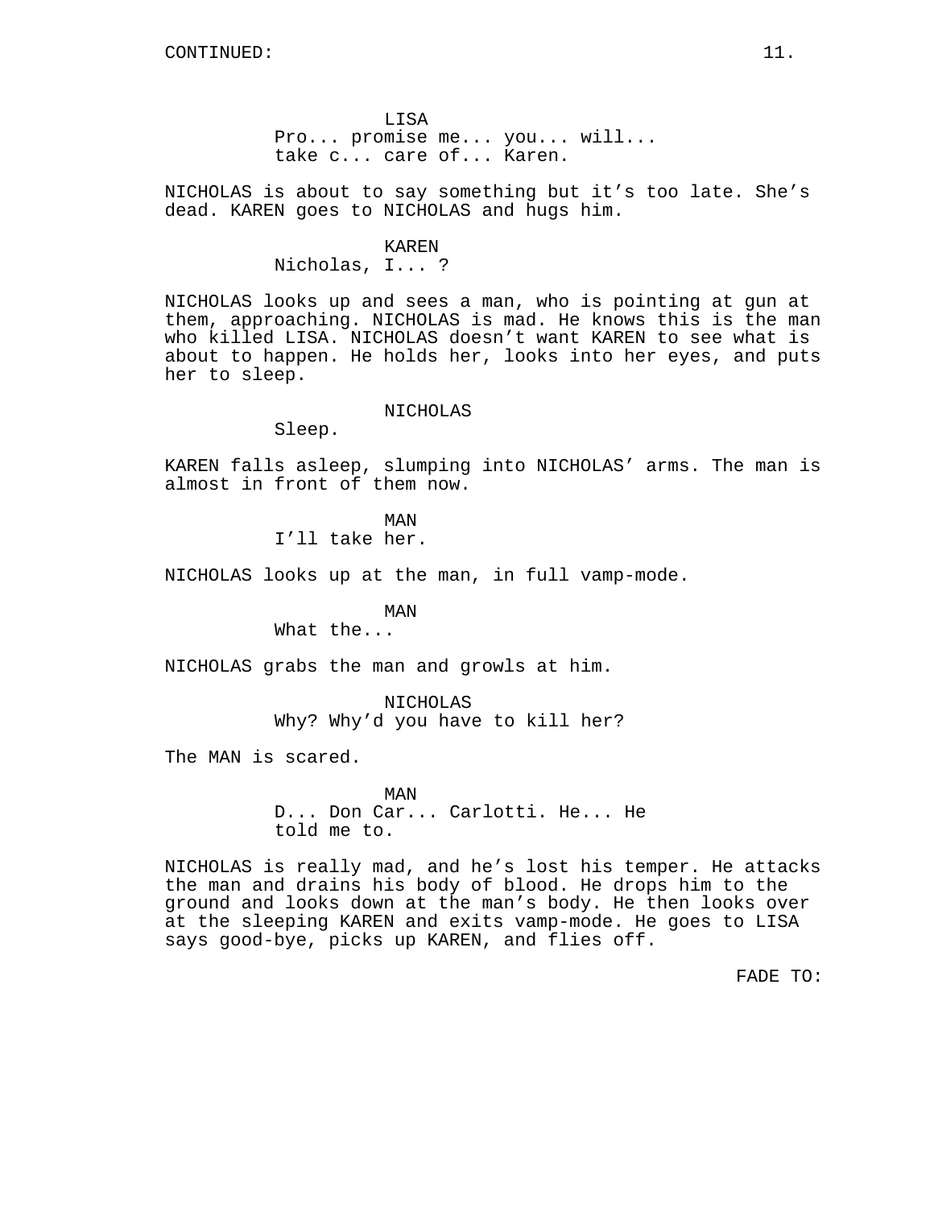LISA
Pro... promise me... you... will... take c... care of... Karen.

NICHOLAS is about to say something but it's too late. She's dead. KAREN goes to NICHOLAS and hugs him.

KAREN
Nicholas, I... ?

NICHOLAS looks up and sees a man, who is pointing at gun at them, approaching. NICHOLAS is mad. He knows this is the man who killed LISA. NICHOLAS doesn't want KAREN to see what is about to happen. He holds her, looks into her eyes, and puts her to sleep.

NICHOLAS
Sleep.

KAREN falls asleep, slumping into NICHOLAS' arms. The man is almost in front of them now.

MAN
I'll take her.

NICHOLAS looks up at the man, in full vamp-mode.

MAN
What the...

NICHOLAS grabs the man and growls at him.

NICHOLAS
Why? Why'd you have to kill her?

The MAN is scared.

MAN
D... Don Car... Carlotti. He... He told me to.

NICHOLAS is really mad, and he's lost his temper. He attacks the man and drains his body of blood. He drops him to the ground and looks down at the man's body. He then looks over at the sleeping KAREN and exits vamp-mode. He goes to LISA says good-bye, picks up KAREN, and flies off.

FADE TO: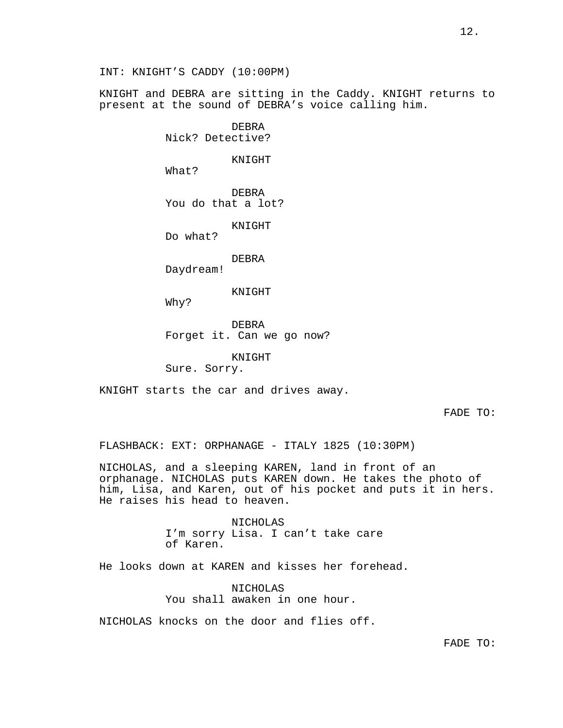INT: KNIGHT'S CADDY (10:00PM)

KNIGHT and DEBRA are sitting in the Caddy. KNIGHT returns to present at the sound of DEBRA's voice calling him.

DEBRA
Nick? Detective?

KNIGHT
What?

DEBRA
You do that a lot?

KNIGHT
Do what?

DEBRA
Daydream!

KNIGHT
Why?

DEBRA
Forget it. Can we go now?

KNIGHT
Sure. Sorry.

KNIGHT starts the car and drives away.

FADE TO:

FLASHBACK: EXT: ORPHANAGE - ITALY 1825 (10:30PM)

NICHOLAS, and a sleeping KAREN, land in front of an orphanage. NICHOLAS puts KAREN down. He takes the photo of him, Lisa, and Karen, out of his pocket and puts it in hers. He raises his head to heaven.

NICHOLAS
I'm sorry Lisa. I can't take care of Karen.

He looks down at KAREN and kisses her forehead.

NICHOLAS
You shall awaken in one hour.

NICHOLAS knocks on the door and flies off.

FADE TO: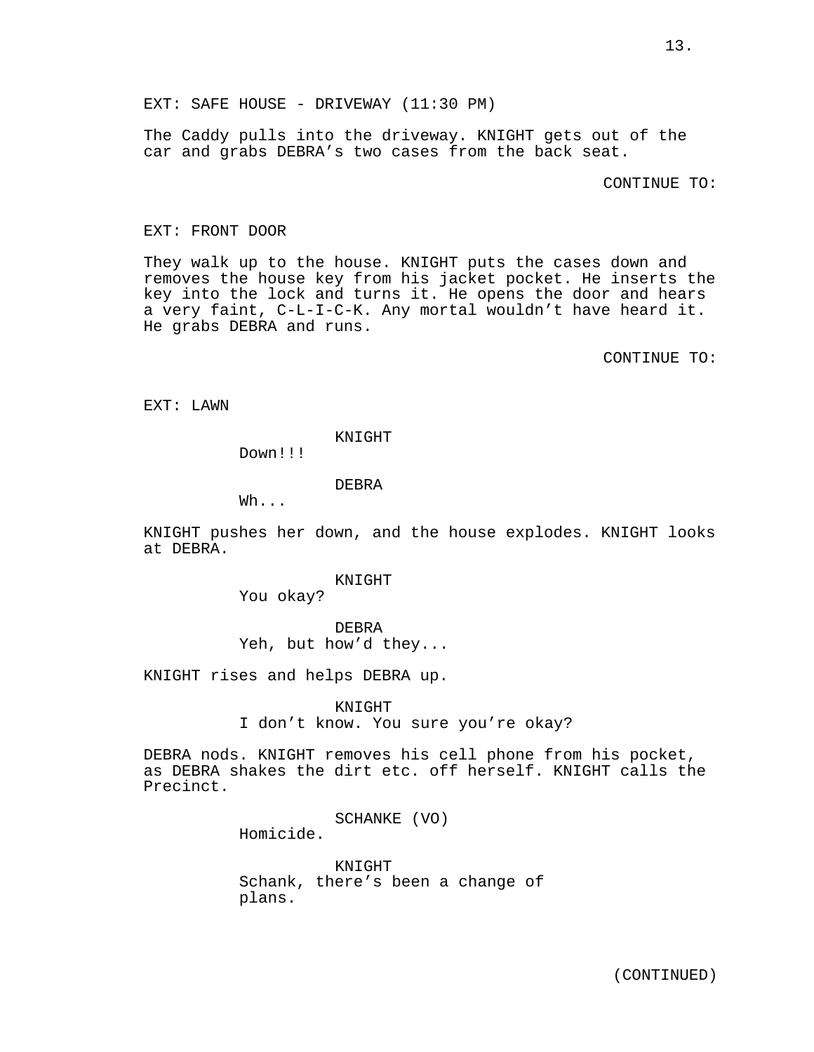EXT: SAFE HOUSE - DRIVEWAY (11:30 PM)

The Caddy pulls into the driveway. KNIGHT gets out of the car and grabs DEBRA's two cases from the back seat.

CONTINUE TO:

EXT: FRONT DOOR

They walk up to the house. KNIGHT puts the cases down and removes the house key from his jacket pocket. He inserts the key into the lock and turns it. He opens the door and hears a very faint, C-L-I-C-K. Any mortal wouldn't have heard it. He grabs DEBRA and runs.

CONTINUE TO:

EXT: LAWN

KNIGHT
Down!!!

DEBRA
Wh...

KNIGHT pushes her down, and the house explodes. KNIGHT looks at DEBRA.

KNIGHT
You okay?

DEBRA
Yeh, but how'd they...

KNIGHT rises and helps DEBRA up.

KNIGHT
I don't know. You sure you're okay?

DEBRA nods. KNIGHT removes his cell phone from his pocket, as DEBRA shakes the dirt etc. off herself. KNIGHT calls the Precinct.

SCHANKE (VO)
Homicide.

KNIGHT
Schank, there's been a change of plans.

(CONTINUED)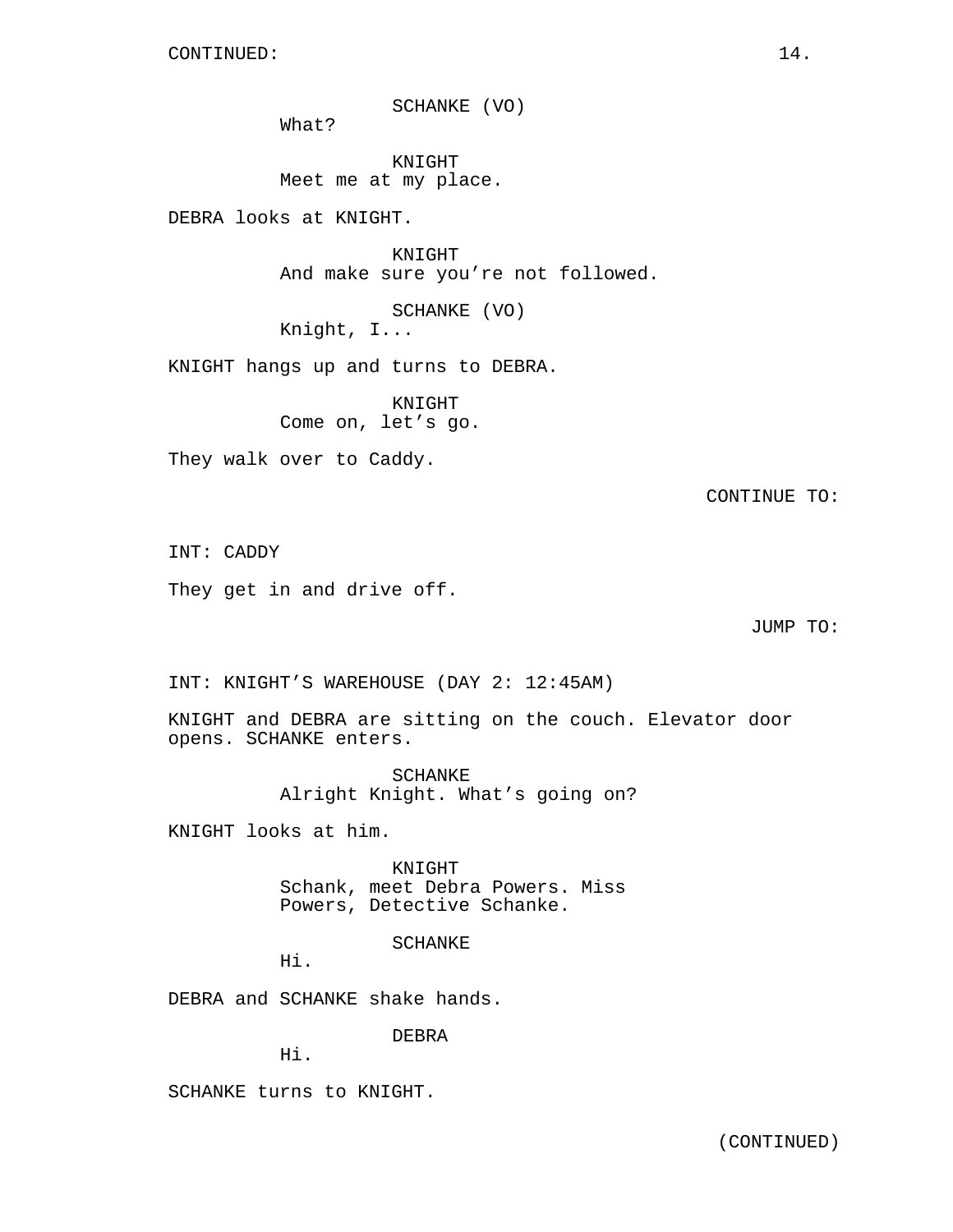SCHANKE (VO)
What?

KNIGHT
Meet me at my place.

DEBRA looks at KNIGHT.

KNIGHT
And make sure you're not followed.

SCHANKE (VO)
Knight, I...

KNIGHT hangs up and turns to DEBRA.

KNIGHT
Come on, let's go.

They walk over to Caddy.

CONTINUE TO:

INT: CADDY

They get in and drive off.

JUMP TO:

INT: KNIGHT'S WAREHOUSE (DAY 2: 12:45AM)

KNIGHT and DEBRA are sitting on the couch. Elevator door opens. SCHANKE enters.

SCHANKE
Alright Knight. What's going on?

KNIGHT looks at him.

KNIGHT
Schank, meet Debra Powers. Miss Powers, Detective Schanke.

SCHANKE
Hi.

DEBRA and SCHANKE shake hands.

DEBRA
Hi.

SCHANKE turns to KNIGHT.

(CONTINUED)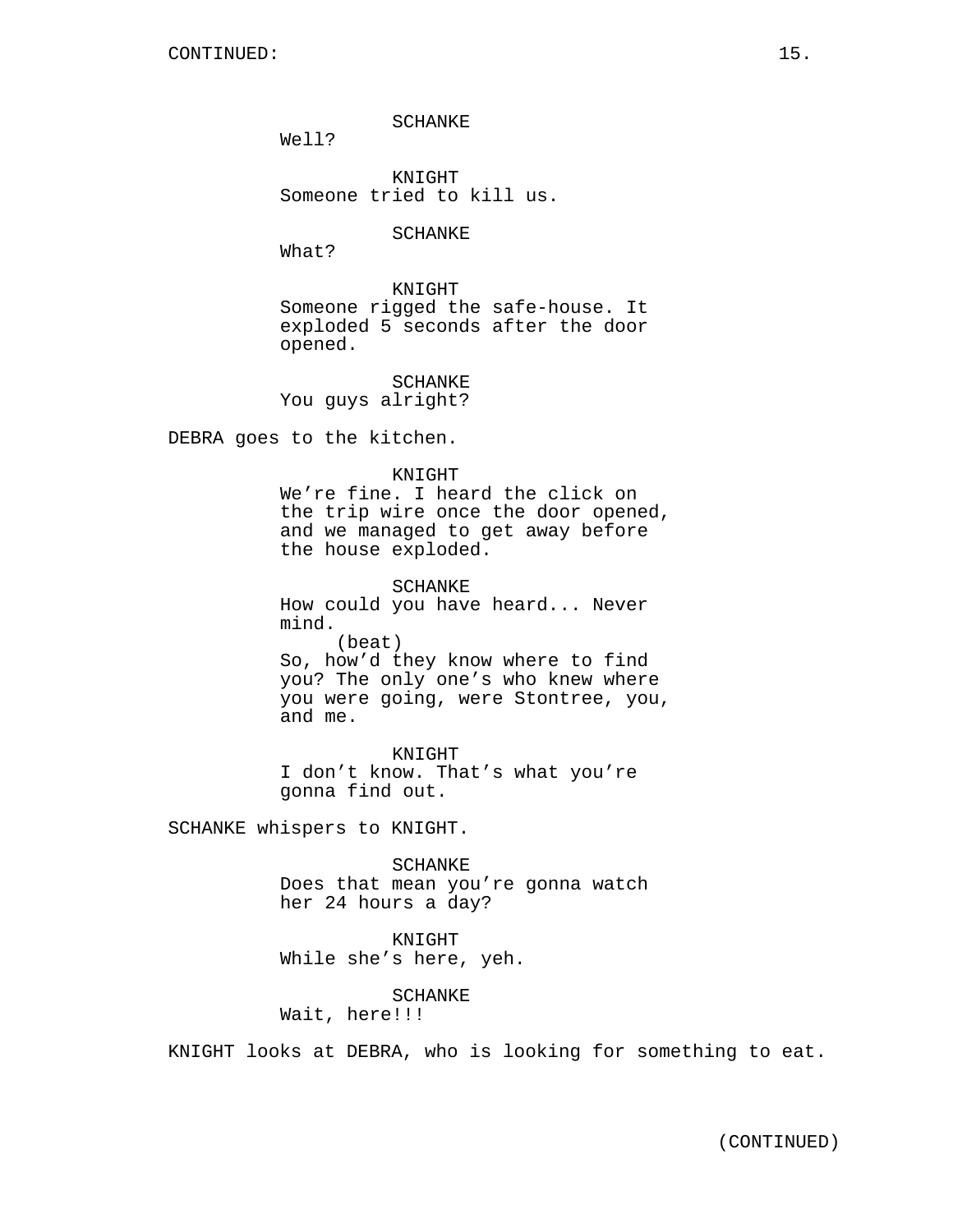SCHANKE
Well?

KNIGHT
Someone tried to kill us.

SCHANKE
What?

KNIGHT
Someone rigged the safe-house. It exploded 5 seconds after the door opened.

SCHANKE
You guys alright?

DEBRA goes to the kitchen.

KNIGHT
We're fine. I heard the click on the trip wire once the door opened, and we managed to get away before the house exploded.

SCHANKE
How could you have heard... Never mind.
(beat)
So, how'd they know where to find you? The only one's who knew where you were going, were Stontree, you, and me.

KNIGHT
I don't know. That's what you're gonna find out.

SCHANKE whispers to KNIGHT.

SCHANKE
Does that mean you're gonna watch her 24 hours a day?

KNIGHT
While she's here, yeh.

SCHANKE
Wait, here!!!

KNIGHT looks at DEBRA, who is looking for something to eat.

(CONTINUED)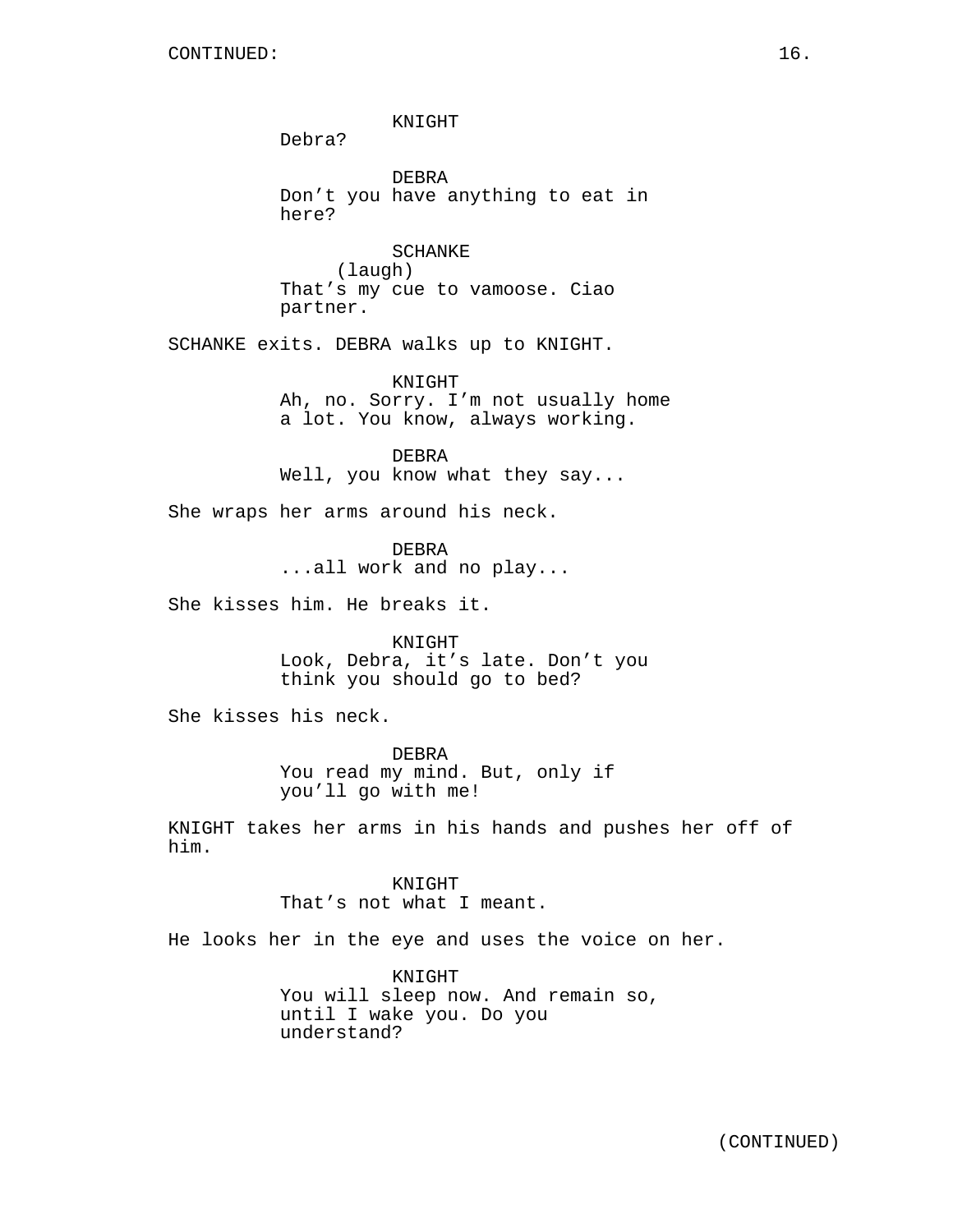KNIGHT
Debra?

DEBRA
Don't you have anything to eat in here?

SCHANKE
(laugh)
That's my cue to vamoose. Ciao partner.

SCHANKE exits. DEBRA walks up to KNIGHT.

KNIGHT
Ah, no. Sorry. I'm not usually home a lot. You know, always working.

DEBRA
Well, you know what they say...

She wraps her arms around his neck.

DEBRA
...all work and no play...

She kisses him. He breaks it.

KNIGHT
Look, Debra, it's late. Don't you think you should go to bed?

She kisses his neck.

DEBRA
You read my mind. But, only if you'll go with me!

KNIGHT takes her arms in his hands and pushes her off of him.

KNIGHT
That's not what I meant.

He looks her in the eye and uses the voice on her.

KNIGHT
You will sleep now. And remain so, until I wake you. Do you understand?

(CONTINUED)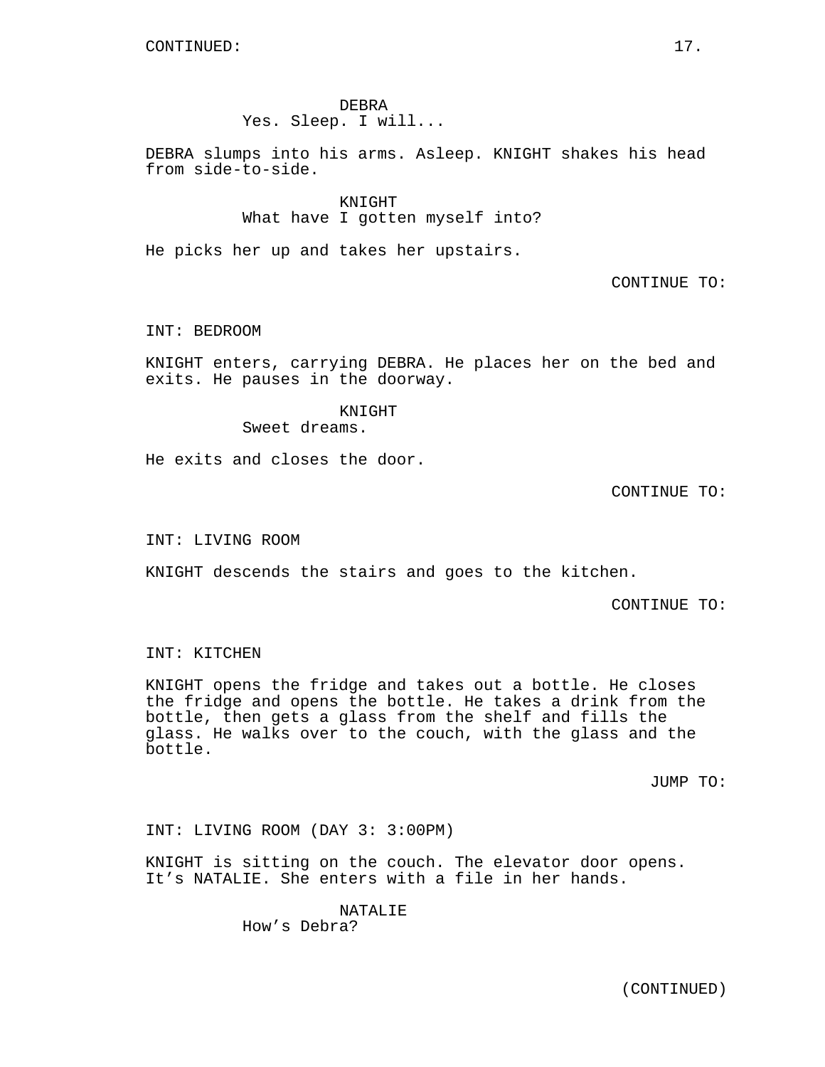DEBRA
Yes. Sleep. I will...

DEBRA slumps into his arms. Asleep. KNIGHT shakes his head from side-to-side.

KNIGHT
What have I gotten myself into?

He picks her up and takes her upstairs.

CONTINUE TO:

INT: BEDROOM

KNIGHT enters, carrying DEBRA. He places her on the bed and exits. He pauses in the doorway.

KNIGHT
Sweet dreams.

He exits and closes the door.

CONTINUE TO:

INT: LIVING ROOM

KNIGHT descends the stairs and goes to the kitchen.

CONTINUE TO:

INT: KITCHEN

KNIGHT opens the fridge and takes out a bottle. He closes the fridge and opens the bottle. He takes a drink from the bottle, then gets a glass from the shelf and fills the glass. He walks over to the couch, with the glass and the bottle.

JUMP TO:

INT: LIVING ROOM (DAY 3: 3:00PM)

KNIGHT is sitting on the couch. The elevator door opens. It's NATALIE. She enters with a file in her hands.

NATALIE
How's Debra?

(CONTINUED)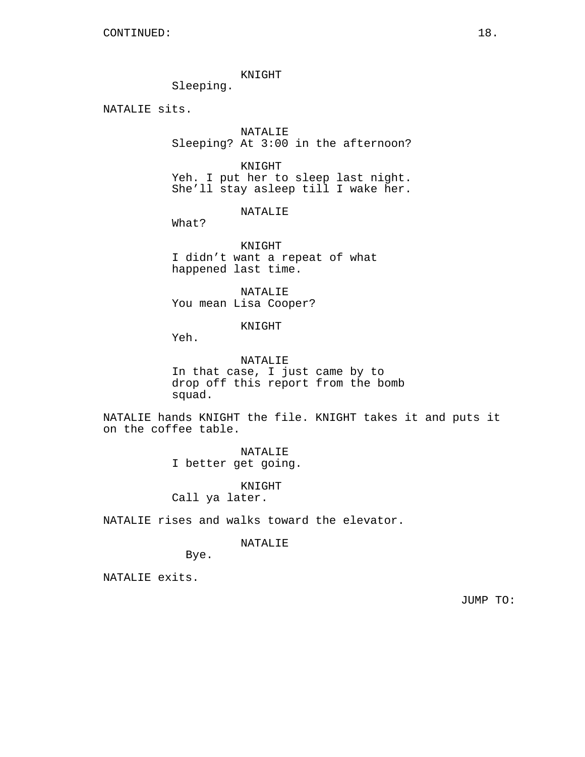KNIGHT
Sleeping.

NATALIE sits.

NATALIE
Sleeping? At 3:00 in the afternoon?

KNIGHT
Yeh. I put her to sleep last night. She'll stay asleep till I wake her.

NATALIE
What?

KNIGHT
I didn't want a repeat of what happened last time.

NATALIE
You mean Lisa Cooper?

KNIGHT
Yeh.

NATALIE
In that case, I just came by to drop off this report from the bomb squad.

NATALIE hands KNIGHT the file. KNIGHT takes it and puts it on the coffee table.

NATALIE
I better get going.

KNIGHT
Call ya later.

NATALIE rises and walks toward the elevator.

NATALIE
Bye.

NATALIE exits.

JUMP TO: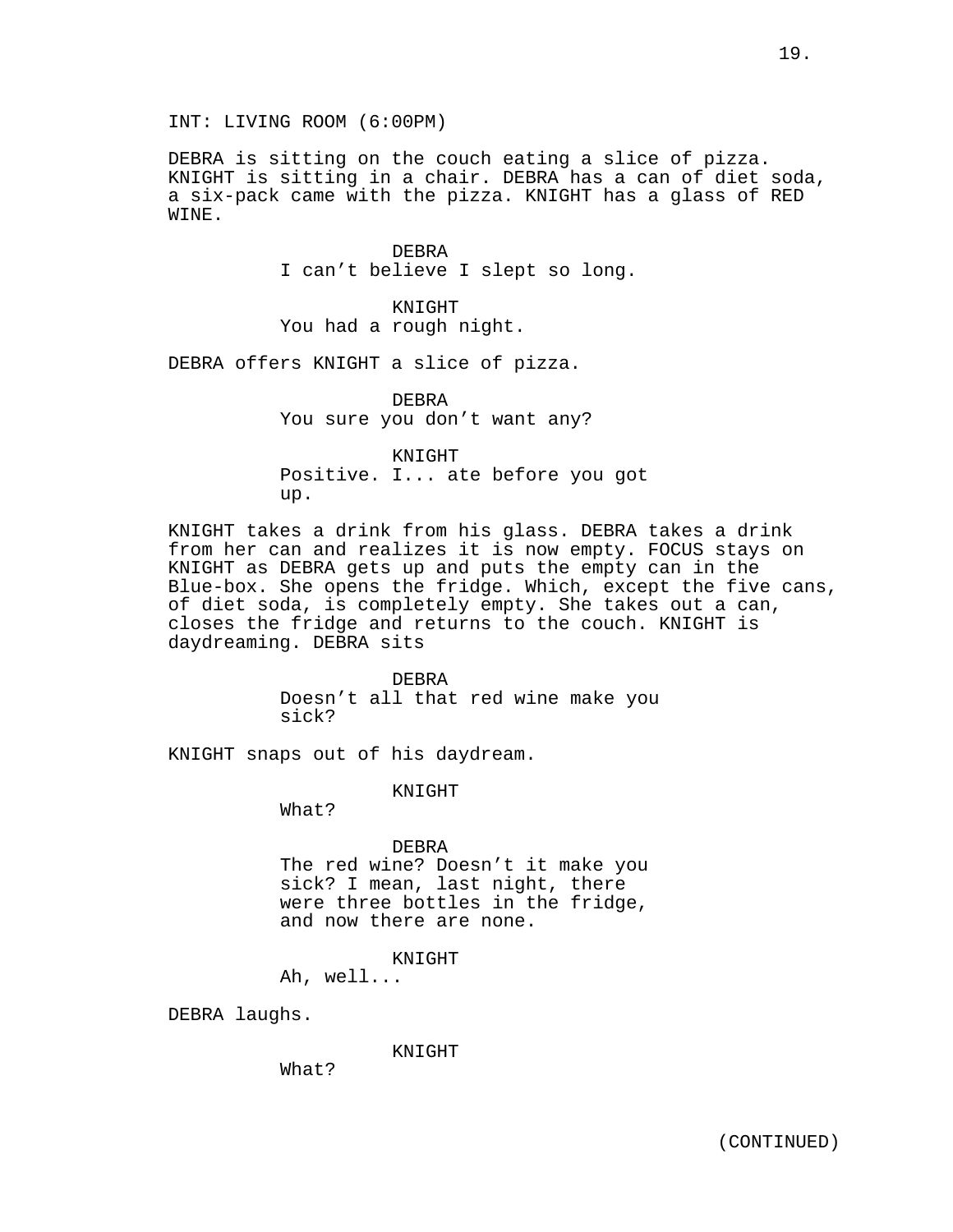INT: LIVING ROOM (6:00PM)

DEBRA is sitting on the couch eating a slice of pizza. KNIGHT is sitting in a chair. DEBRA has a can of diet soda, a six-pack came with the pizza. KNIGHT has a glass of RED WINE.

DEBRA
I can't believe I slept so long.

KNIGHT
You had a rough night.

DEBRA offers KNIGHT a slice of pizza.

DEBRA
You sure you don't want any?

KNIGHT
Positive. I... ate before you got up.

KNIGHT takes a drink from his glass. DEBRA takes a drink from her can and realizes it is now empty. FOCUS stays on KNIGHT as DEBRA gets up and puts the empty can in the Blue-box. She opens the fridge. Which, except the five cans, of diet soda, is completely empty. She takes out a can, closes the fridge and returns to the couch. KNIGHT is daydreaming. DEBRA sits

DEBRA
Doesn't all that red wine make you sick?

KNIGHT snaps out of his daydream.

KNIGHT
What?

DEBRA
The red wine? Doesn't it make you sick? I mean, last night, there were three bottles in the fridge, and now there are none.

KNIGHT
Ah, well...

DEBRA laughs.

KNIGHT
What?

(CONTINUED)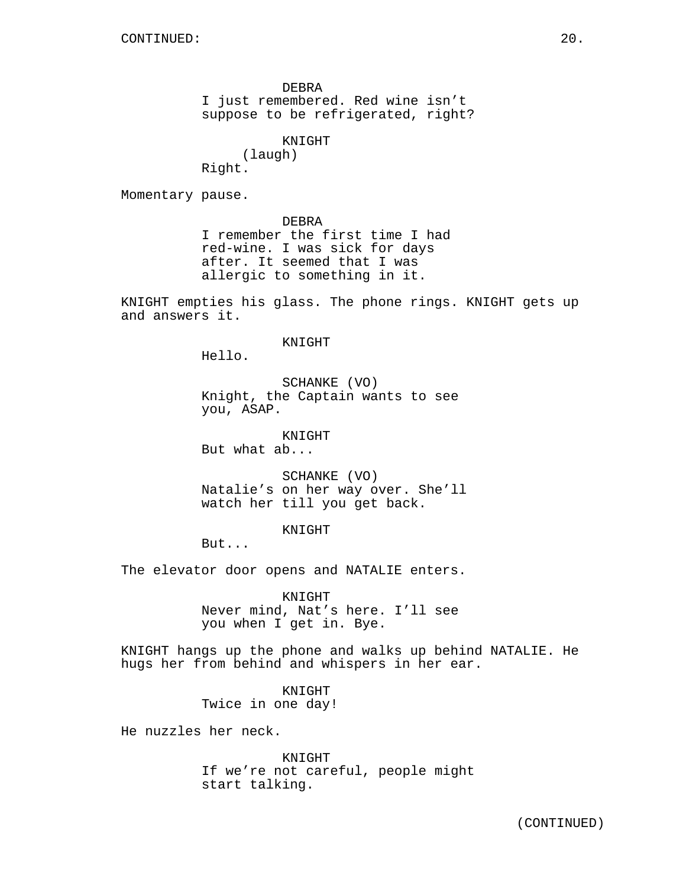DEBRA
I just remembered. Red wine isn’t suppose to be refrigerated, right?

KNIGHT
(laugh)
Right.

Momentary pause.

DEBRA
I remember the first time I had red-wine. I was sick for days after. It seemed that I was allergic to something in it.

KNIGHT empties his glass. The phone rings. KNIGHT gets up and answers it.

KNIGHT
Hello.

SCHANKE (VO)
Knight, the Captain wants to see you, ASAP.

KNIGHT
But what ab...

SCHANKE (VO)
Natalie’s on her way over. She’ll watch her till you get back.

KNIGHT
But...

The elevator door opens and NATALIE enters.

KNIGHT
Never mind, Nat’s here. I’ll see you when I get in. Bye.

KNIGHT hangs up the phone and walks up behind NATALIE. He hugs her from behind and whispers in her ear.

KNIGHT
Twice in one day!

He nuzzles her neck.

KNIGHT
If we’re not careful, people might start talking.

(CONTINUED)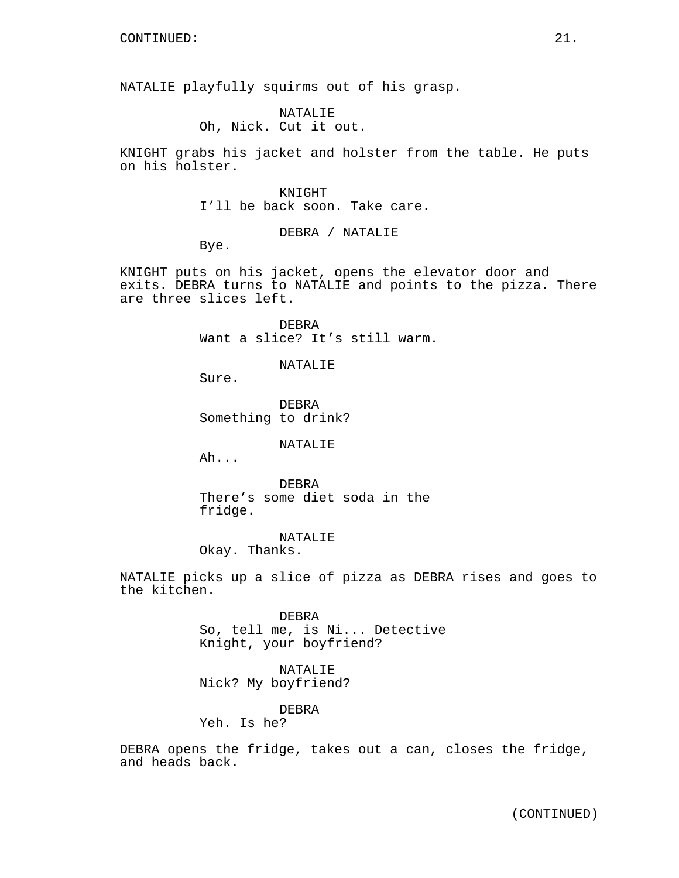CONTINUED:

NATALIE playfully squirms out of his grasp.

NATALIE
Oh, Nick. Cut it out.

KNIGHT grabs his jacket and holster from the table. He puts on his holster.

KNIGHT
I'll be back soon. Take care.

DEBRA / NATALIE
Bye.

KNIGHT puts on his jacket, opens the elevator door and exits. DEBRA turns to NATALIE and points to the pizza. There are three slices left.

DEBRA
Want a slice? It's still warm.

NATALIE
Sure.

DEBRA
Something to drink?

NATALIE
Ah...

DEBRA
There's some diet soda in the fridge.

NATALIE
Okay. Thanks.

NATALIE picks up a slice of pizza as DEBRA rises and goes to the kitchen.

DEBRA
So, tell me, is Ni... Detective Knight, your boyfriend?

NATALIE
Nick? My boyfriend?

DEBRA
Yeh. Is he?

DEBRA opens the fridge, takes out a can, closes the fridge, and heads back.

(CONTINUED)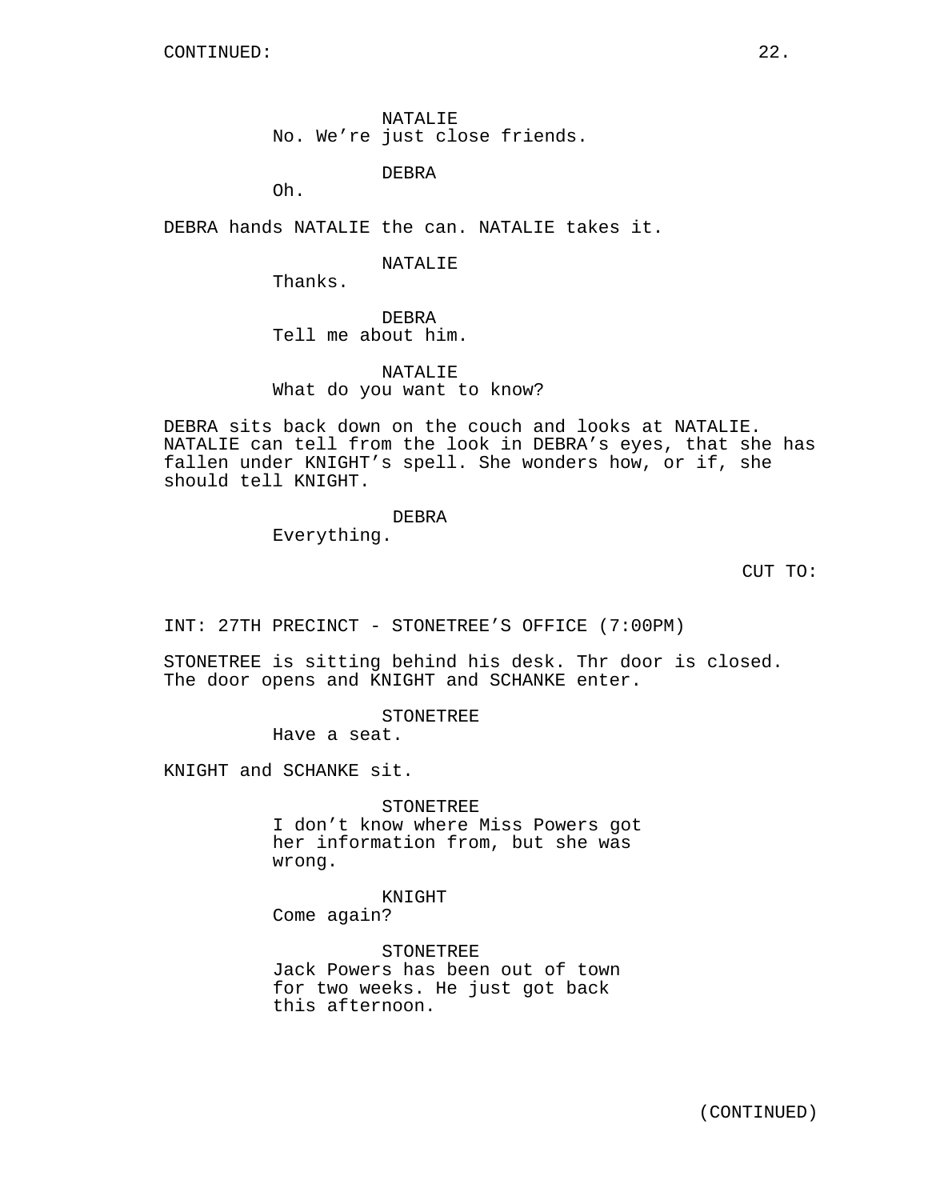CONTINUED:

NATALIE
No. We're just close friends.

DEBRA
Oh.

DEBRA hands NATALIE the can. NATALIE takes it.

NATALIE
Thanks.

DEBRA
Tell me about him.

NATALIE
What do you want to know?

DEBRA sits back down on the couch and looks at NATALIE. NATALIE can tell from the look in DEBRA's eyes, that she has fallen under KNIGHT's spell. She wonders how, or if, she should tell KNIGHT.

DEBRA
Everything.

CUT TO:

INT: 27TH PRECINCT - STONETREE'S OFFICE (7:00PM)

STONETREE is sitting behind his desk. Thr door is closed. The door opens and KNIGHT and SCHANKE enter.

STONETREE
Have a seat.

KNIGHT and SCHANKE sit.

STONETREE
I don't know where Miss Powers got her information from, but she was wrong.

KNIGHT
Come again?

STONETREE
Jack Powers has been out of town for two weeks. He just got back this afternoon.

(CONTINUED)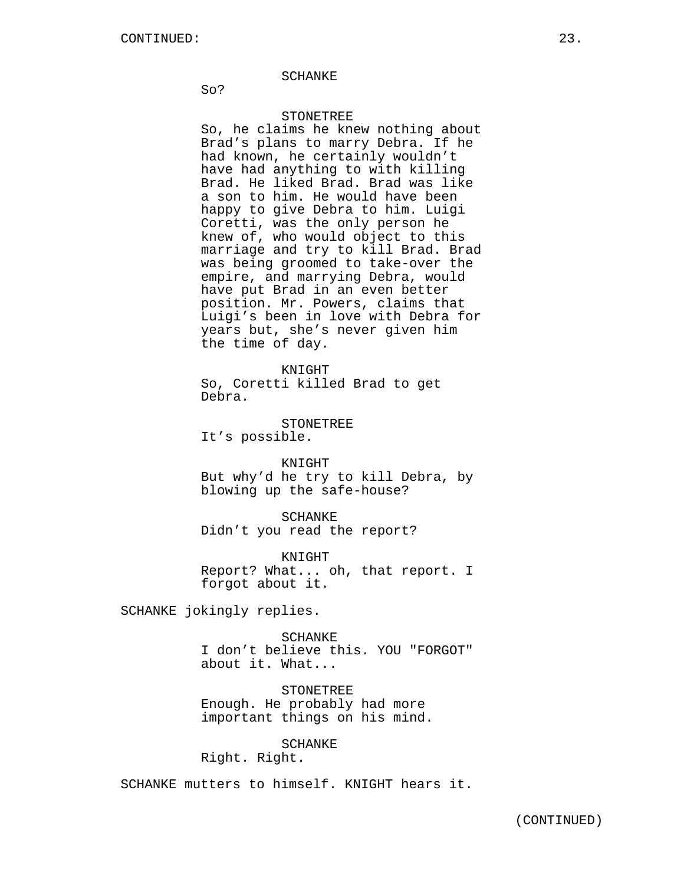SCHANKE

So?

STONETREE

So, he claims he knew nothing about Brad's plans to marry Debra. If he had known, he certainly wouldn't have had anything to with killing Brad. He liked Brad. Brad was like a son to him. He would have been happy to give Debra to him. Luigi Coretti, was the only person he knew of, who would object to this marriage and try to kill Brad. Brad was being groomed to take-over the empire, and marrying Debra, would have put Brad in an even better position. Mr. Powers, claims that Luigi's been in love with Debra for years but, she's never given him the time of day.

KNIGHT

So, Coretti killed Brad to get Debra.

STONETREE

It's possible.

KNIGHT

But why'd he try to kill Debra, by blowing up the safe-house?

SCHANKE

Didn't you read the report?

KNIGHT

Report? What... oh, that report. I forgot about it.

SCHANKE jokingly replies.

SCHANKE

I don't believe this. YOU "FORGOT" about it. What...

STONETREE

Enough. He probably had more important things on his mind.

SCHANKE

Right. Right.

SCHANKE mutters to himself. KNIGHT hears it.

(CONTINUED)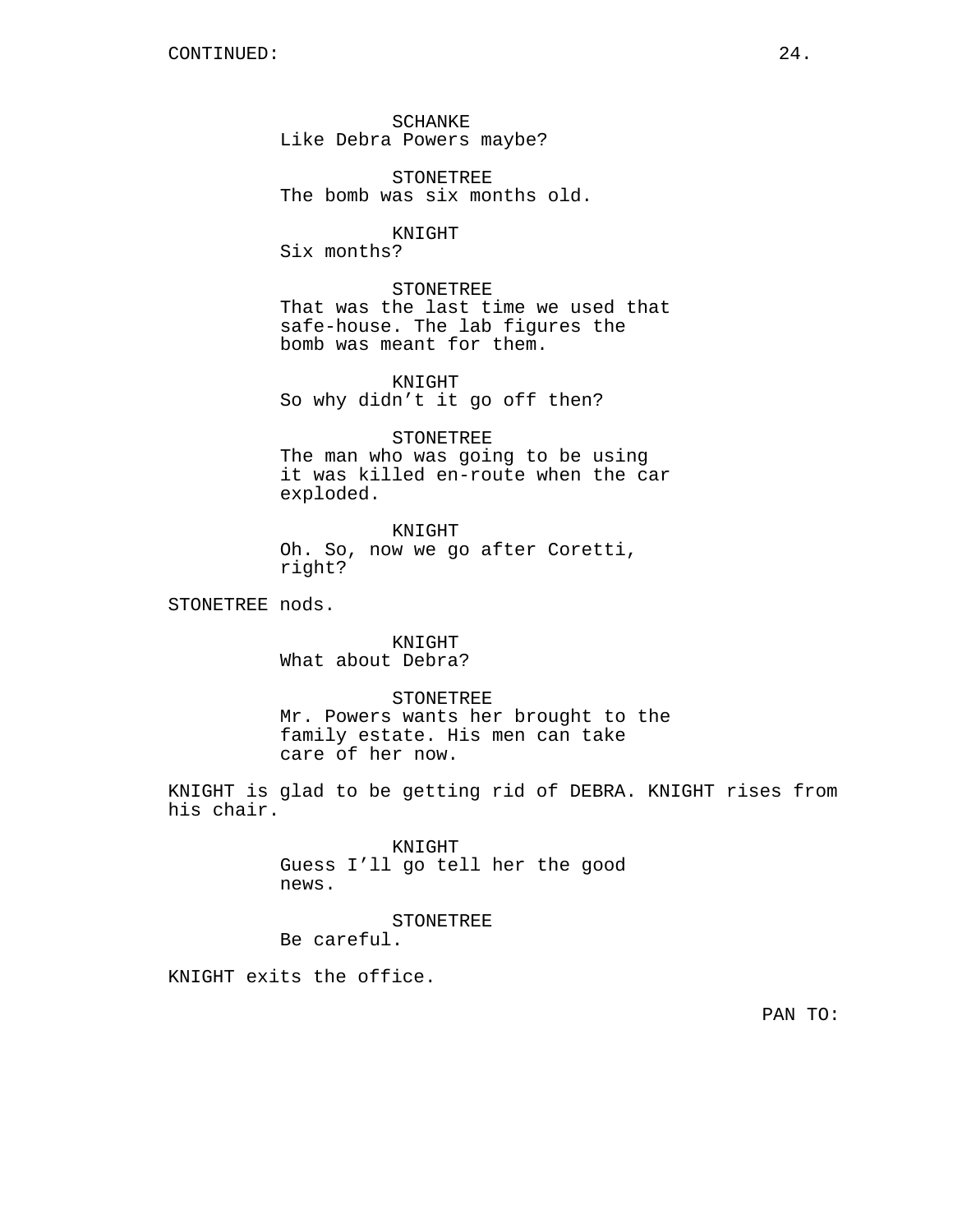SCHANKE
Like Debra Powers maybe?

STONETREE
The bomb was six months old.

KNIGHT
Six months?

STONETREE
That was the last time we used that safe-house. The lab figures the bomb was meant for them.

KNIGHT
So why didn't it go off then?

STONETREE
The man who was going to be using it was killed en-route when the car exploded.

KNIGHT
Oh. So, now we go after Coretti, right?

STONETREE nods.

KNIGHT
What about Debra?

STONETREE
Mr. Powers wants her brought to the family estate. His men can take care of her now.

KNIGHT is glad to be getting rid of DEBRA. KNIGHT rises from his chair.

KNIGHT
Guess I'll go tell her the good news.

STONETREE
Be careful.

KNIGHT exits the office.

PAN TO: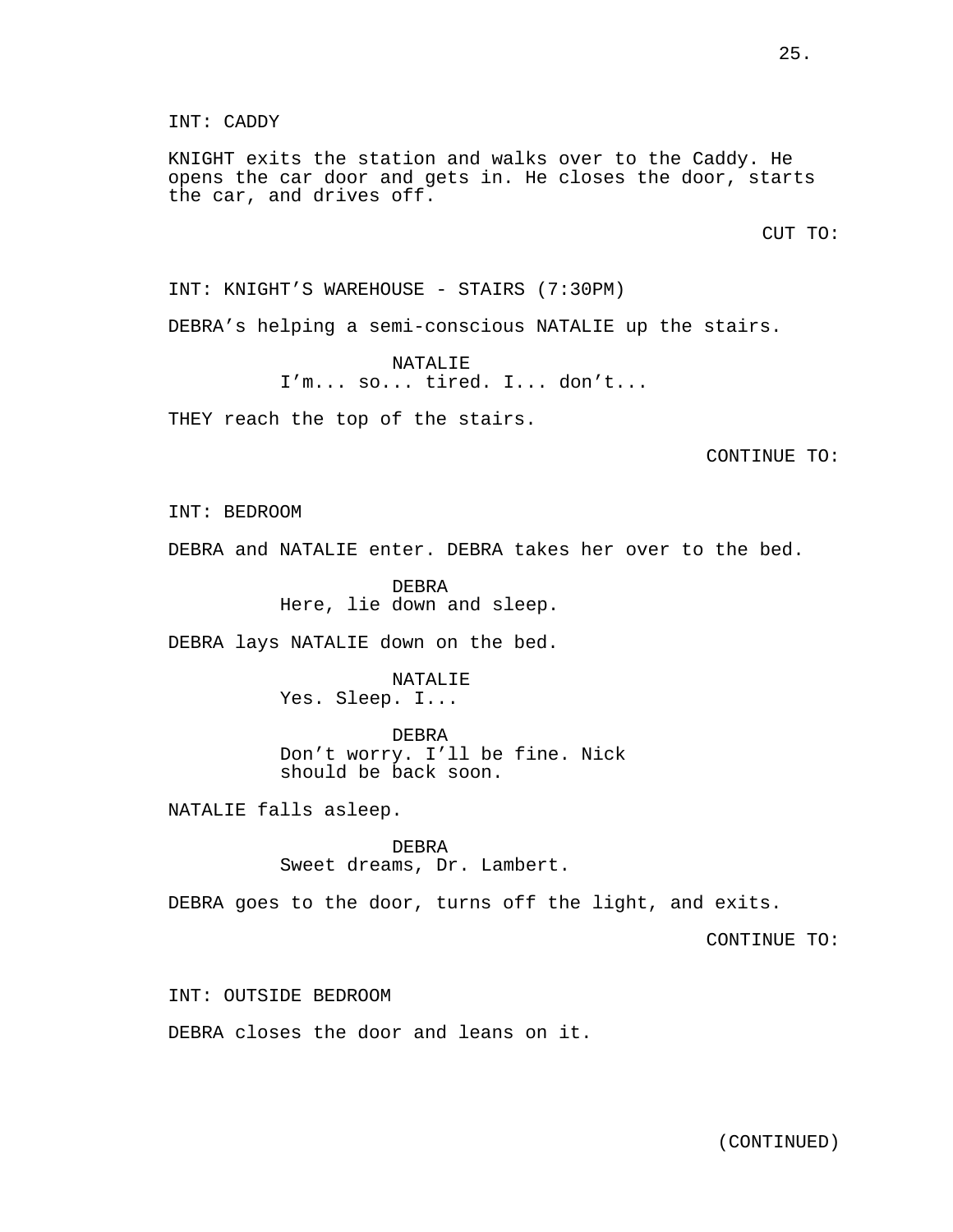INT: CADDY

KNIGHT exits the station and walks over to the Caddy. He opens the car door and gets in. He closes the door, starts the car, and drives off.

CUT TO:

INT: KNIGHT'S WAREHOUSE - STAIRS (7:30PM)

DEBRA's helping a semi-conscious NATALIE up the stairs.

NATALIE
I'm... so... tired. I... don't...

THEY reach the top of the stairs.

CONTINUE TO:

INT: BEDROOM

DEBRA and NATALIE enter. DEBRA takes her over to the bed.

DEBRA
Here, lie down and sleep.

DEBRA lays NATALIE down on the bed.

NATALIE
Yes. Sleep. I...

DEBRA
Don't worry. I'll be fine. Nick should be back soon.

NATALIE falls asleep.

DEBRA
Sweet dreams, Dr. Lambert.

DEBRA goes to the door, turns off the light, and exits.

CONTINUE TO:

INT: OUTSIDE BEDROOM

DEBRA closes the door and leans on it.

(CONTINUED)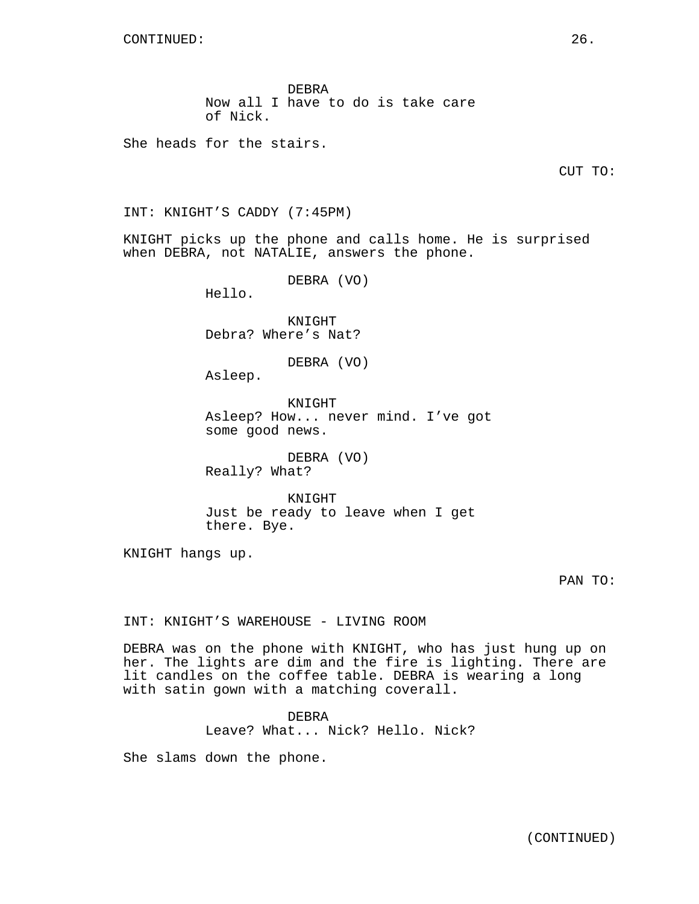CONTINUED:

DEBRA
Now all I have to do is take care of Nick.

She heads for the stairs.

CUT TO:

INT: KNIGHT'S CADDY (7:45PM)

KNIGHT picks up the phone and calls home. He is surprised when DEBRA, not NATALIE, answers the phone.

DEBRA (VO)
Hello.

KNIGHT
Debra? Where's Nat?

DEBRA (VO)
Asleep.

KNIGHT
Asleep? How... never mind. I've got some good news.

DEBRA (VO)
Really? What?

KNIGHT
Just be ready to leave when I get there. Bye.

KNIGHT hangs up.

PAN TO:

INT: KNIGHT'S WAREHOUSE - LIVING ROOM

DEBRA was on the phone with KNIGHT, who has just hung up on her. The lights are dim and the fire is lighting. There are lit candles on the coffee table. DEBRA is wearing a long with satin gown with a matching coverall.

DEBRA
Leave? What... Nick? Hello. Nick?

She slams down the phone.

(CONTINUED)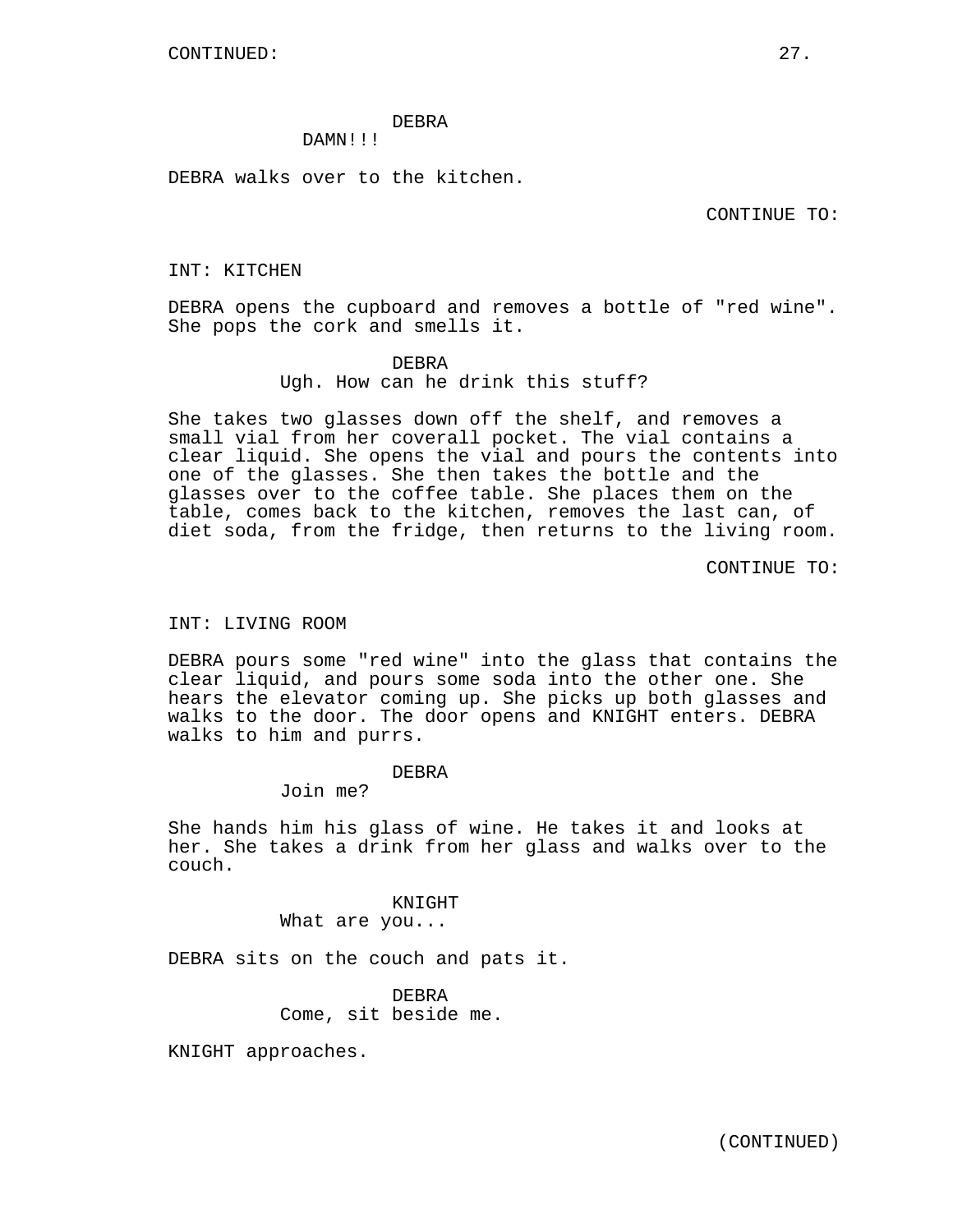CONTINUED:

DEBRA
DAMN!!!

DEBRA walks over to the kitchen.

CONTINUE TO:

INT: KITCHEN

DEBRA opens the cupboard and removes a bottle of "red wine". She pops the cork and smells it.

DEBRA
Ugh. How can he drink this stuff?

She takes two glasses down off the shelf, and removes a small vial from her coverall pocket. The vial contains a clear liquid. She opens the vial and pours the contents into one of the glasses. She then takes the bottle and the glasses over to the coffee table. She places them on the table, comes back to the kitchen, removes the last can, of diet soda, from the fridge, then returns to the living room.

CONTINUE TO:

INT: LIVING ROOM

DEBRA pours some "red wine" into the glass that contains the clear liquid, and pours some soda into the other one. She hears the elevator coming up. She picks up both glasses and walks to the door. The door opens and KNIGHT enters. DEBRA walks to him and purrs.

DEBRA
Join me?

She hands him his glass of wine. He takes it and looks at her. She takes a drink from her glass and walks over to the couch.

KNIGHT
What are you...

DEBRA sits on the couch and pats it.

DEBRA
Come, sit beside me.

KNIGHT approaches.

(CONTINUED)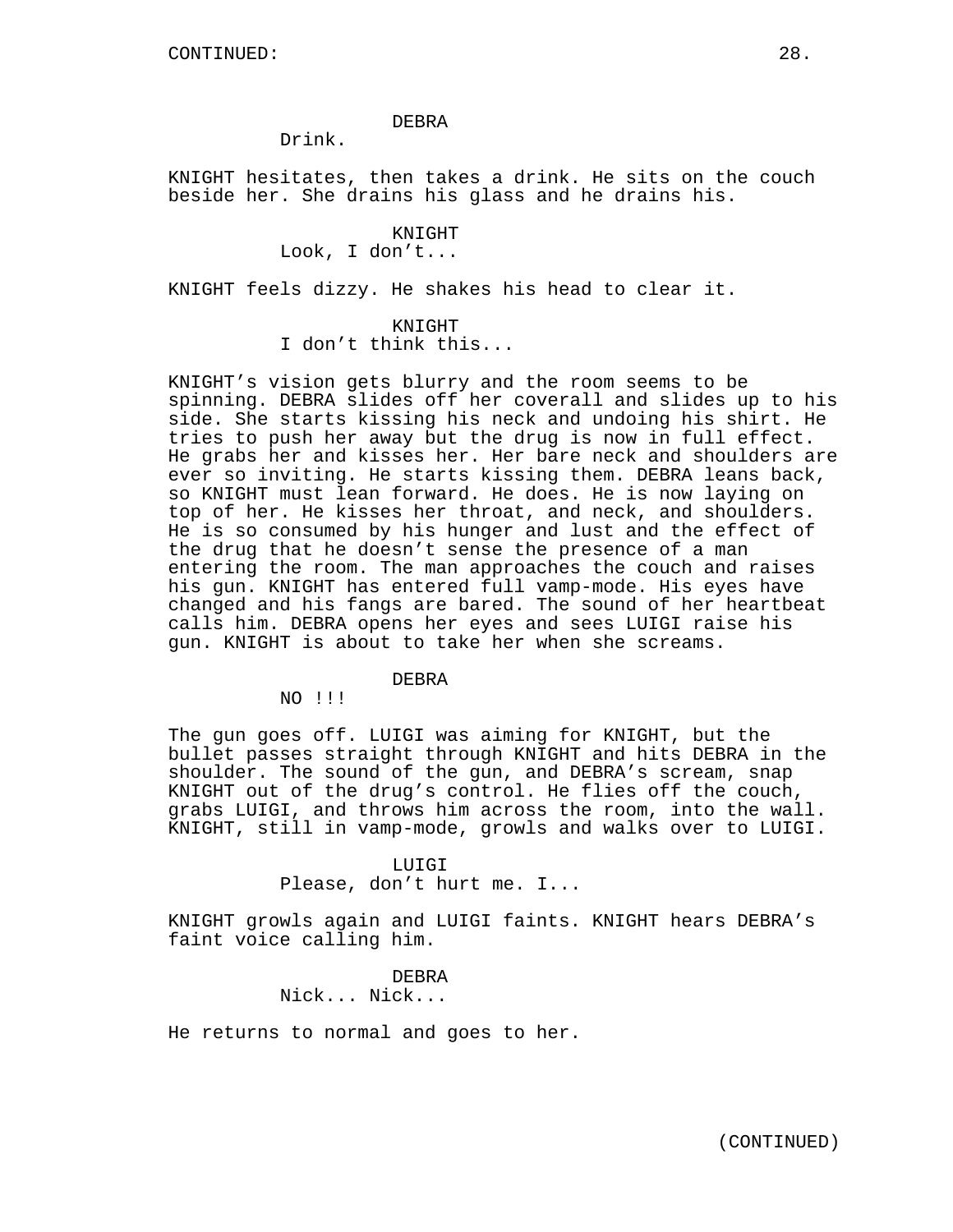DEBRA

Drink.

KNIGHT hesitates, then takes a drink. He sits on the couch beside her. She drains his glass and he drains his.

KNIGHT

Look, I don't...

KNIGHT feels dizzy. He shakes his head to clear it.

KNIGHT

I don't think this...

KNIGHT's vision gets blurry and the room seems to be spinning. DEBRA slides off her coverall and slides up to his side. She starts kissing his neck and undoing his shirt. He tries to push her away but the drug is now in full effect. He grabs her and kisses her. Her bare neck and shoulders are ever so inviting. He starts kissing them. DEBRA leans back, so KNIGHT must lean forward. He does. He is now laying on top of her. He kisses her throat, and neck, and shoulders. He is so consumed by his hunger and lust and the effect of the drug that he doesn't sense the presence of a man entering the room. The man approaches the couch and raises his gun. KNIGHT has entered full vamp-mode. His eyes have changed and his fangs are bared. The sound of her heartbeat calls him. DEBRA opens her eyes and sees LUIGI raise his gun. KNIGHT is about to take her when she screams.

DEBRA

NO !!!

The gun goes off. LUIGI was aiming for KNIGHT, but the bullet passes straight through KNIGHT and hits DEBRA in the shoulder. The sound of the gun, and DEBRA's scream, snap KNIGHT out of the drug's control. He flies off the couch, grabs LUIGI, and throws him across the room, into the wall. KNIGHT, still in vamp-mode, growls and walks over to LUIGI.

LUIGI

Please, don't hurt me. I...

KNIGHT growls again and LUIGI faints. KNIGHT hears DEBRA's faint voice calling him.

DEBRA

Nick... Nick...

He returns to normal and goes to her.

(CONTINUED)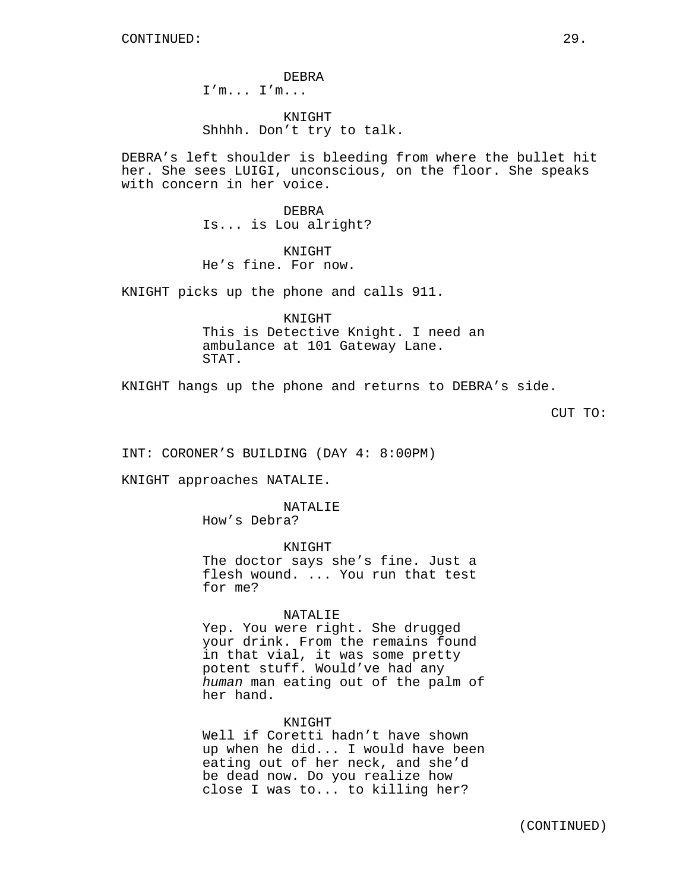DEBRA
I'm... I'm...

KNIGHT
Shhhh. Don't try to talk.

DEBRA's left shoulder is bleeding from where the bullet hit her. She sees LUIGI, unconscious, on the floor. She speaks with concern in her voice.

DEBRA
Is... is Lou alright?

KNIGHT
He's fine. For now.

KNIGHT picks up the phone and calls 911.

KNIGHT
This is Detective Knight. I need an ambulance at 101 Gateway Lane. STAT.

KNIGHT hangs up the phone and returns to DEBRA's side.

CUT TO:

INT: CORONER'S BUILDING (DAY 4: 8:00PM)

KNIGHT approaches NATALIE.

NATALIE
How's Debra?

KNIGHT
The doctor says she's fine. Just a flesh wound. ... You run that test for me?

NATALIE
Yep. You were right. She drugged your drink. From the remains found in that vial, it was some pretty potent stuff. Would've had any *human* man eating out of the palm of her hand.

KNIGHT
Well if Coretti hadn't have shown up when he did... I would have been eating out of her neck, and she'd be dead now. Do you realize how close I was to... to killing her?

(CONTINUED)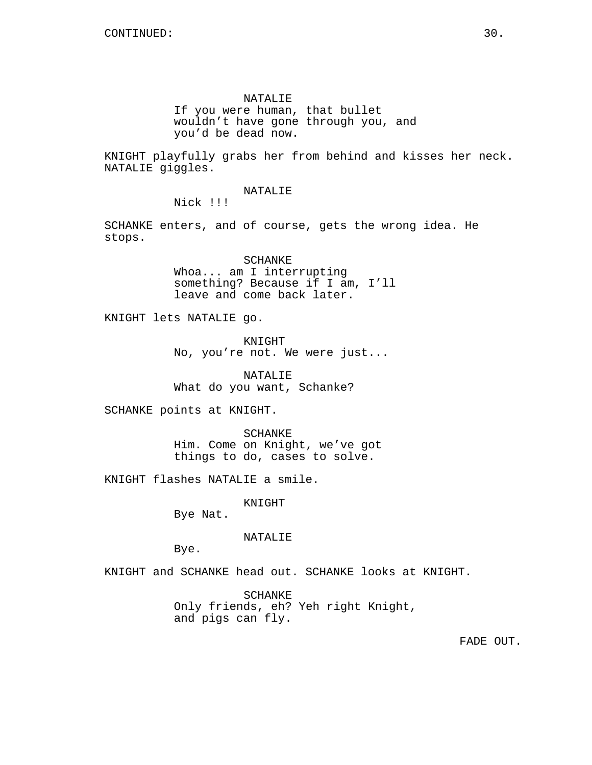CONTINUED:

NATALIE
If you were human, that bullet wouldn't have gone through you, and you'd be dead now.

KNIGHT playfully grabs her from behind and kisses her neck. NATALIE giggles.

NATALIE
Nick !!!

SCHANKE enters, and of course, gets the wrong idea. He stops.

SCHANKE
Whoa... am I interrupting something? Because if I am, I'll leave and come back later.

KNIGHT lets NATALIE go.

KNIGHT
No, you're not. We were just...

NATALIE
What do you want, Schanke?

SCHANKE points at KNIGHT.

SCHANKE
Him. Come on Knight, we've got things to do, cases to solve.

KNIGHT flashes NATALIE a smile.

KNIGHT
Bye Nat.

NATALIE
Bye.

KNIGHT and SCHANKE head out. SCHANKE looks at KNIGHT.

SCHANKE
Only friends, eh? Yeh right Knight, and pigs can fly.

FADE OUT.